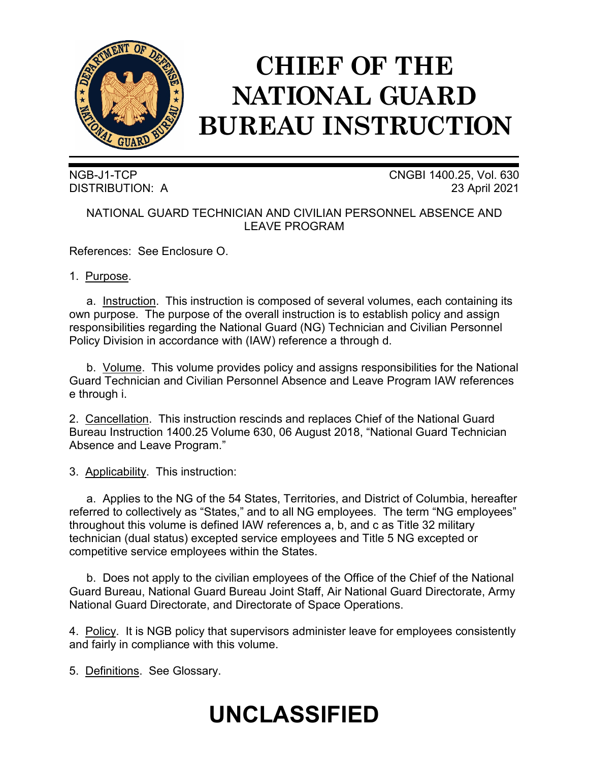# CHIEF OF THE NATIONAL GUARD BUREAU INSTRUCTION

NGB-J1-TCP
DISTRIBUTION: A

CNGBI 1400.25, Vol. 630
23 April 2021

NATIONAL GUARD TECHNICIAN AND CIVILIAN PERSONNEL ABSENCE AND LEAVE PROGRAM

References: See Enclosure O.

1. Purpose.

a. Instruction. This instruction is composed of several volumes, each containing its own purpose. The purpose of the overall instruction is to establish policy and assign responsibilities regarding the National Guard (NG) Technician and Civilian Personnel Policy Division in accordance with (IAW) reference a through d.

b. Volume. This volume provides policy and assigns responsibilities for the National Guard Technician and Civilian Personnel Absence and Leave Program IAW references e through i.

2. Cancellation. This instruction rescinds and replaces Chief of the National Guard Bureau Instruction 1400.25 Volume 630, 06 August 2018, "National Guard Technician Absence and Leave Program."

3. Applicability. This instruction:

a. Applies to the NG of the 54 States, Territories, and District of Columbia, hereafter referred to collectively as "States," and to all NG employees. The term "NG employees" throughout this volume is defined IAW references a, b, and c as Title 32 military technician (dual status) excepted service employees and Title 5 NG excepted or competitive service employees within the States.

b. Does not apply to the civilian employees of the Office of the Chief of the National Guard Bureau, National Guard Bureau Joint Staff, Air National Guard Directorate, Army National Guard Directorate, and Directorate of Space Operations.

4. Policy. It is NGB policy that supervisors administer leave for employees consistently and fairly in compliance with this volume.

5. Definitions. See Glossary.

**UNCLASSIFIED**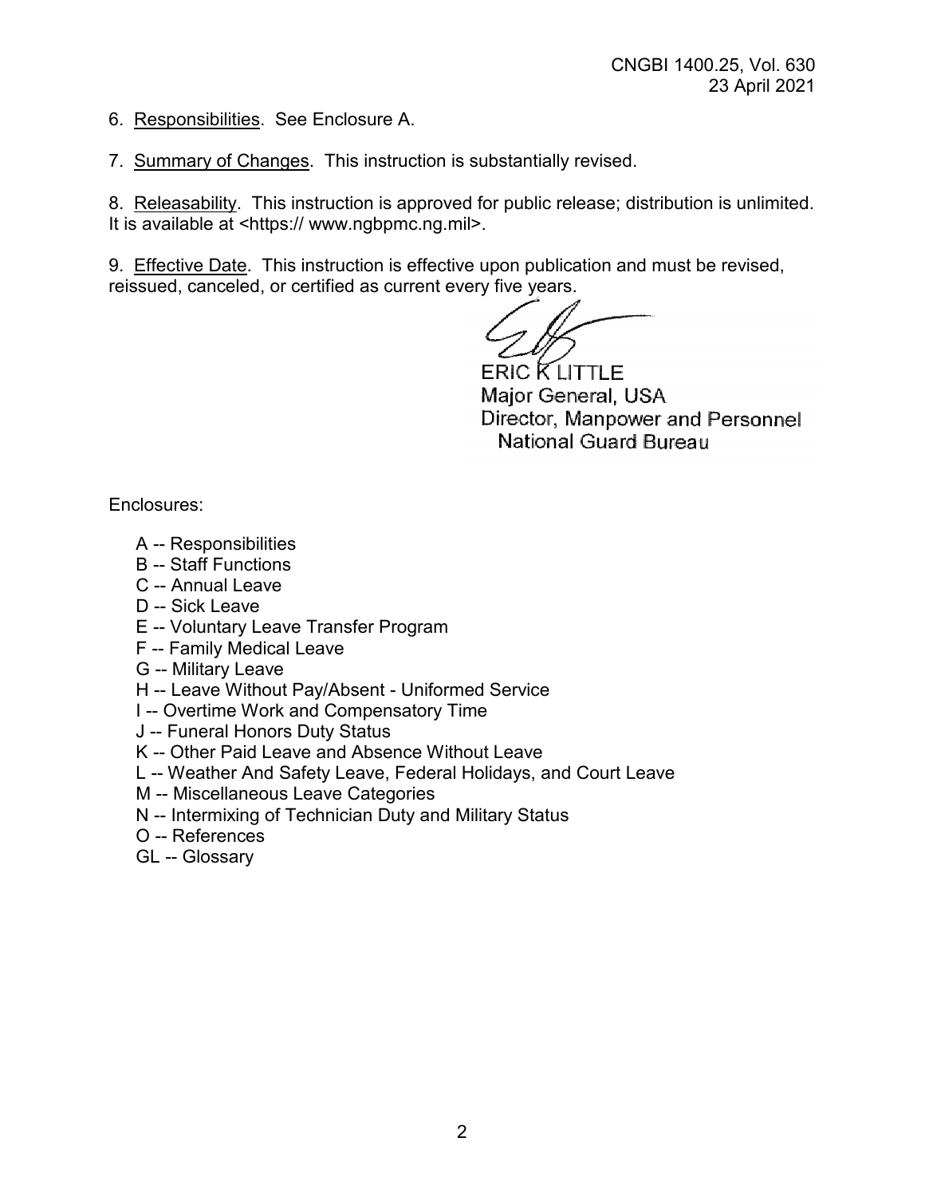6. Responsibilities. See Enclosure A.

7. Summary of Changes. This instruction is substantially revised.

8. Releasability. This instruction is approved for public release; distribution is unlimited. It is available at <https:// www.ngbpmc.ng.mil>.

9. Effective Date. This instruction is effective upon publication and must be revised, reissued, canceled, or certified as current every five years.

ERIC K LITTLE
Major General, USA
Director, Manpower and Personnel
National Guard Bureau

Enclosures:

A -- Responsibilities
B -- Staff Functions
C -- Annual Leave
D -- Sick Leave
E -- Voluntary Leave Transfer Program
F -- Family Medical Leave
G -- Military Leave
H -- Leave Without Pay/Absent - Uniformed Service
I -- Overtime Work and Compensatory Time
J -- Funeral Honors Duty Status
K -- Other Paid Leave and Absence Without Leave
L -- Weather And Safety Leave, Federal Holidays, and Court Leave
M -- Miscellaneous Leave Categories
N -- Intermixing of Technician Duty and Military Status
O -- References
GL -- Glossary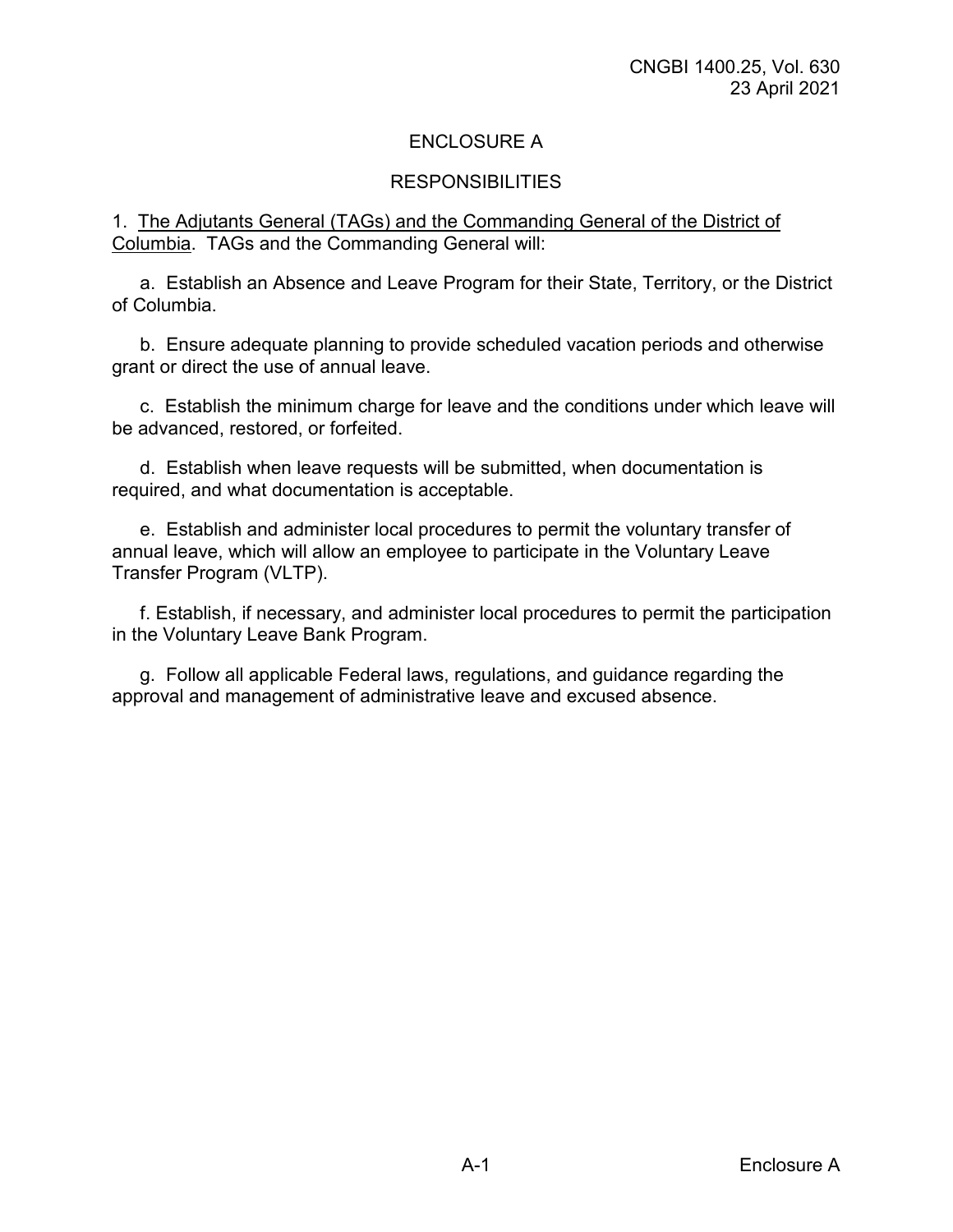# ENCLOSURE A

## RESPONSIBILITIES

1. The Adjutants General (TAGs) and the Commanding General of the District of Columbia. TAGs and the Commanding General will:

   a. Establish an Absence and Leave Program for their State, Territory, or the District of Columbia.

   b. Ensure adequate planning to provide scheduled vacation periods and otherwise grant or direct the use of annual leave.

   c. Establish the minimum charge for leave and the conditions under which leave will be advanced, restored, or forfeited.

   d. Establish when leave requests will be submitted, when documentation is required, and what documentation is acceptable.

   e. Establish and administer local procedures to permit the voluntary transfer of annual leave, which will allow an employee to participate in the Voluntary Leave Transfer Program (VLTP).

   f. Establish, if necessary, and administer local procedures to permit the participation in the Voluntary Leave Bank Program.

   g. Follow all applicable Federal laws, regulations, and guidance regarding the approval and management of administrative leave and excused absence.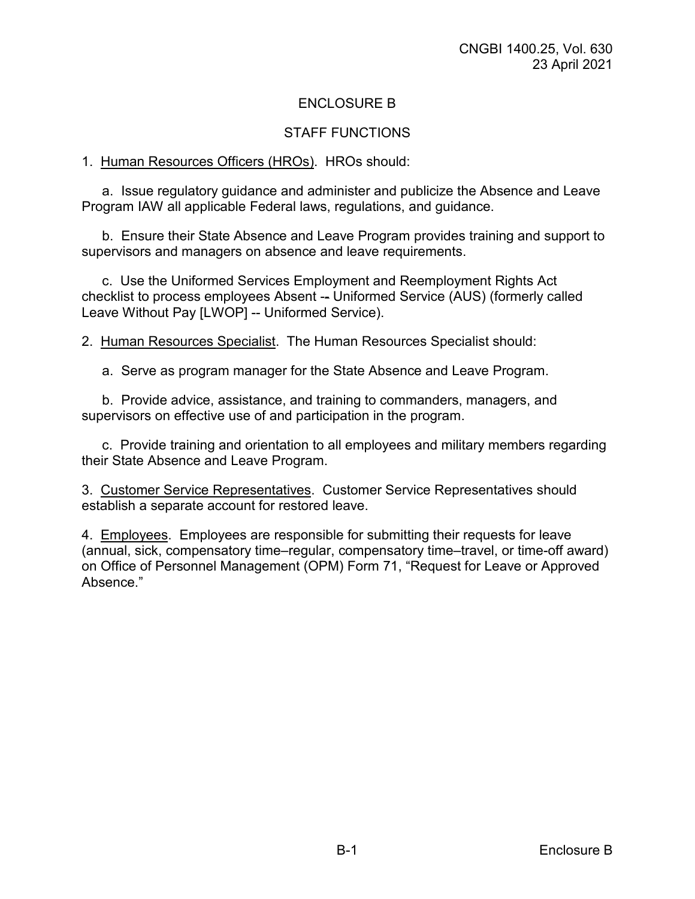# ENCLOSURE B

## STAFF FUNCTIONS

1. Human Resources Officers (HROs). HROs should:

   a. Issue regulatory guidance and administer and publicize the Absence and Leave Program IAW all applicable Federal laws, regulations, and guidance.

   b. Ensure their State Absence and Leave Program provides training and support to supervisors and managers on absence and leave requirements.

   c. Use the Uniformed Services Employment and Reemployment Rights Act checklist to process employees Absent -- Uniformed Service (AUS) (formerly called Leave Without Pay [LWOP] -- Uniformed Service).

2. Human Resources Specialist. The Human Resources Specialist should:

   a. Serve as program manager for the State Absence and Leave Program.

   b. Provide advice, assistance, and training to commanders, managers, and supervisors on effective use of and participation in the program.

   c. Provide training and orientation to all employees and military members regarding their State Absence and Leave Program.

3. Customer Service Representatives. Customer Service Representatives should establish a separate account for restored leave.

4. Employees. Employees are responsible for submitting their requests for leave (annual, sick, compensatory time–regular, compensatory time–travel, or time-off award) on Office of Personnel Management (OPM) Form 71, "Request for Leave or Approved Absence."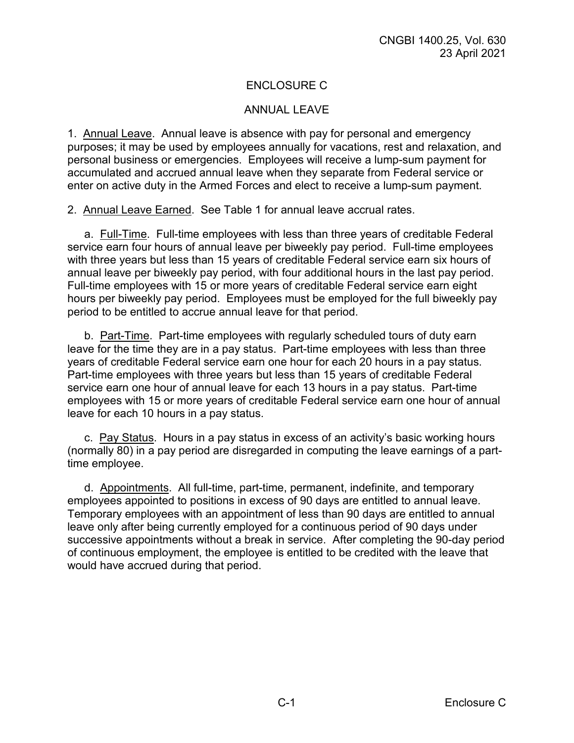# ENCLOSURE C

## ANNUAL LEAVE

1. Annual Leave. Annual leave is absence with pay for personal and emergency purposes; it may be used by employees annually for vacations, rest and relaxation, and personal business or emergencies. Employees will receive a lump-sum payment for accumulated and accrued annual leave when they separate from Federal service or enter on active duty in the Armed Forces and elect to receive a lump-sum payment.

2. Annual Leave Earned. See Table 1 for annual leave accrual rates.

a. Full-Time. Full-time employees with less than three years of creditable Federal service earn four hours of annual leave per biweekly pay period. Full-time employees with three years but less than 15 years of creditable Federal service earn six hours of annual leave per biweekly pay period, with four additional hours in the last pay period. Full-time employees with 15 or more years of creditable Federal service earn eight hours per biweekly pay period. Employees must be employed for the full biweekly pay period to be entitled to accrue annual leave for that period.

b. Part-Time. Part-time employees with regularly scheduled tours of duty earn leave for the time they are in a pay status. Part-time employees with less than three years of creditable Federal service earn one hour for each 20 hours in a pay status. Part-time employees with three years but less than 15 years of creditable Federal service earn one hour of annual leave for each 13 hours in a pay status. Part-time employees with 15 or more years of creditable Federal service earn one hour of annual leave for each 10 hours in a pay status.

c. Pay Status. Hours in a pay status in excess of an activity's basic working hours (normally 80) in a pay period are disregarded in computing the leave earnings of a part-time employee.

d. Appointments. All full-time, part-time, permanent, indefinite, and temporary employees appointed to positions in excess of 90 days are entitled to annual leave. Temporary employees with an appointment of less than 90 days are entitled to annual leave only after being currently employed for a continuous period of 90 days under successive appointments without a break in service. After completing the 90-day period of continuous employment, the employee is entitled to be credited with the leave that would have accrued during that period.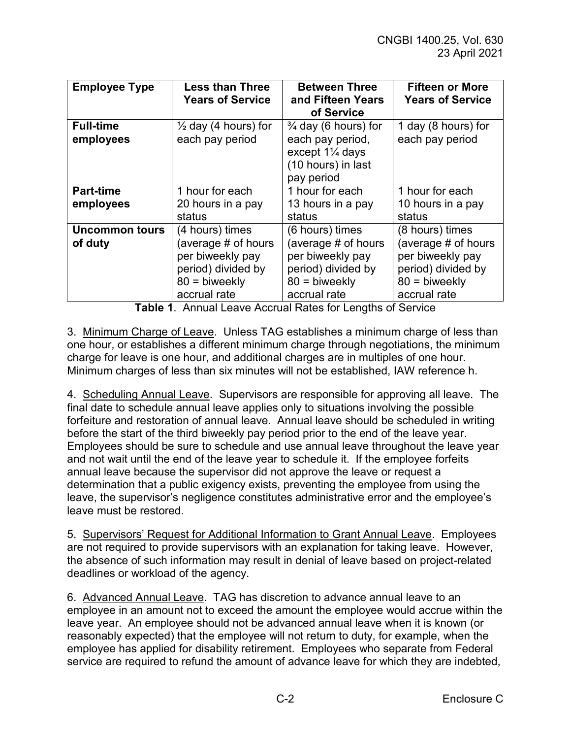| Employee Type | Less than Three Years of Service | Between Three and Fifteen Years of Service | Fifteen or More Years of Service |
|---|---|---|---|
| **Full-time employees** | ½ day (4 hours) for each pay period | ¾ day (6 hours) for each pay period, except 1¼ days (10 hours) in last pay period | 1 day (8 hours) for each pay period |
| **Part-time employees** | 1 hour for each 20 hours in a pay status | 1 hour for each 13 hours in a pay status | 1 hour for each 10 hours in a pay status |
| **Uncommon tours of duty** | (4 hours) times (average # of hours per biweekly pay period) divided by 80 = biweekly accrual rate | (6 hours) times (average # of hours per biweekly pay period) divided by 80 = biweekly accrual rate | (8 hours) times (average # of hours per biweekly pay period) divided by 80 = biweekly accrual rate |

**Table 1**. Annual Leave Accrual Rates for Lengths of Service

3. Minimum Charge of Leave. Unless TAG establishes a minimum charge of less than one hour, or establishes a different minimum charge through negotiations, the minimum charge for leave is one hour, and additional charges are in multiples of one hour. Minimum charges of less than six minutes will not be established, IAW reference h.

4. Scheduling Annual Leave. Supervisors are responsible for approving all leave. The final date to schedule annual leave applies only to situations involving the possible forfeiture and restoration of annual leave. Annual leave should be scheduled in writing before the start of the third biweekly pay period prior to the end of the leave year. Employees should be sure to schedule and use annual leave throughout the leave year and not wait until the end of the leave year to schedule it. If the employee forfeits annual leave because the supervisor did not approve the leave or request a determination that a public exigency exists, preventing the employee from using the leave, the supervisor's negligence constitutes administrative error and the employee's leave must be restored.

5. Supervisors' Request for Additional Information to Grant Annual Leave. Employees are not required to provide supervisors with an explanation for taking leave. However, the absence of such information may result in denial of leave based on project-related deadlines or workload of the agency.

6. Advanced Annual Leave. TAG has discretion to advance annual leave to an employee in an amount not to exceed the amount the employee would accrue within the leave year. An employee should not be advanced annual leave when it is known (or reasonably expected) that the employee will not return to duty, for example, when the employee has applied for disability retirement. Employees who separate from Federal service are required to refund the amount of advance leave for which they are indebted,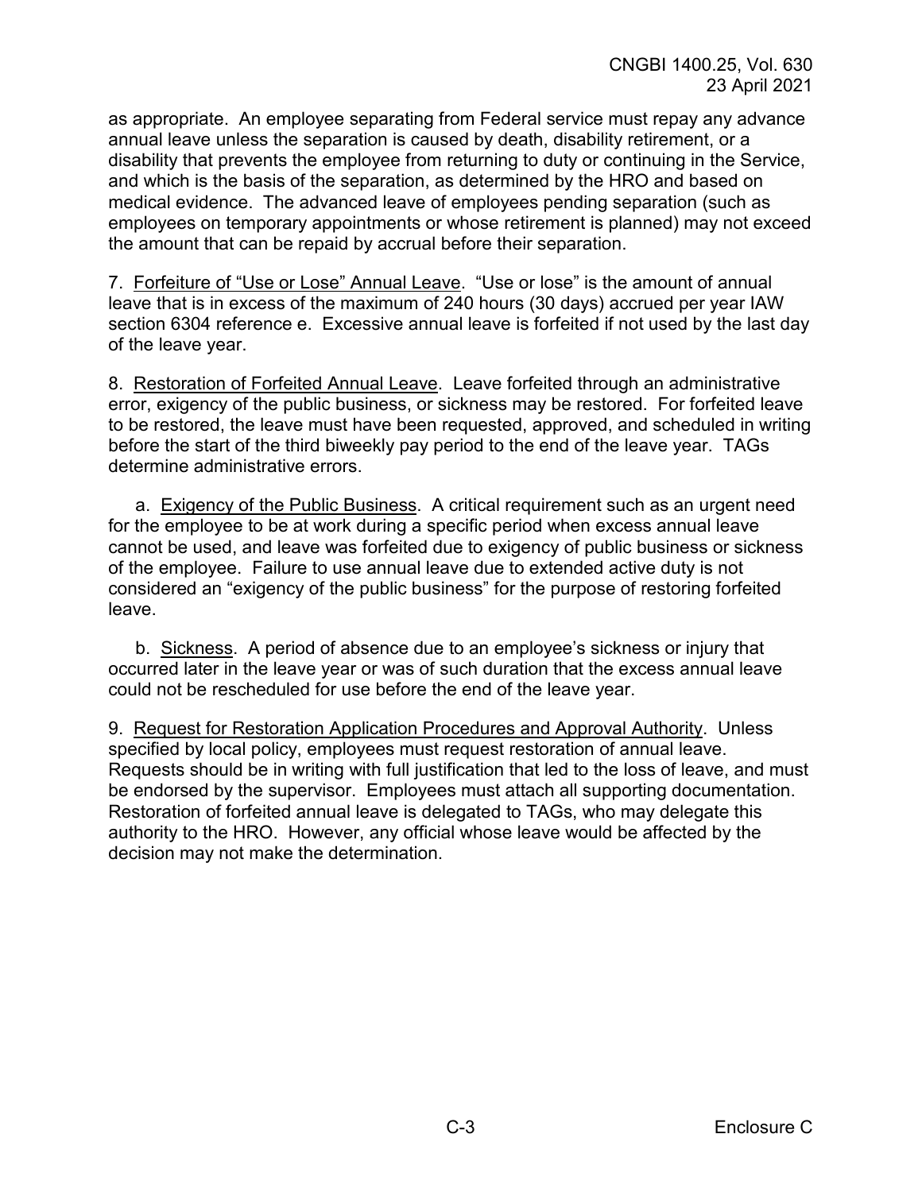as appropriate. An employee separating from Federal service must repay any advance annual leave unless the separation is caused by death, disability retirement, or a disability that prevents the employee from returning to duty or continuing in the Service, and which is the basis of the separation, as determined by the HRO and based on medical evidence. The advanced leave of employees pending separation (such as employees on temporary appointments or whose retirement is planned) may not exceed the amount that can be repaid by accrual before their separation.

7. Forfeiture of "Use or Lose" Annual Leave. "Use or lose" is the amount of annual leave that is in excess of the maximum of 240 hours (30 days) accrued per year IAW section 6304 reference e. Excessive annual leave is forfeited if not used by the last day of the leave year.

8. Restoration of Forfeited Annual Leave. Leave forfeited through an administrative error, exigency of the public business, or sickness may be restored. For forfeited leave to be restored, the leave must have been requested, approved, and scheduled in writing before the start of the third biweekly pay period to the end of the leave year. TAGs determine administrative errors.

a. Exigency of the Public Business. A critical requirement such as an urgent need for the employee to be at work during a specific period when excess annual leave cannot be used, and leave was forfeited due to exigency of public business or sickness of the employee. Failure to use annual leave due to extended active duty is not considered an "exigency of the public business" for the purpose of restoring forfeited leave.

b. Sickness. A period of absence due to an employee's sickness or injury that occurred later in the leave year or was of such duration that the excess annual leave could not be rescheduled for use before the end of the leave year.

9. Request for Restoration Application Procedures and Approval Authority. Unless specified by local policy, employees must request restoration of annual leave. Requests should be in writing with full justification that led to the loss of leave, and must be endorsed by the supervisor. Employees must attach all supporting documentation. Restoration of forfeited annual leave is delegated to TAGs, who may delegate this authority to the HRO. However, any official whose leave would be affected by the decision may not make the determination.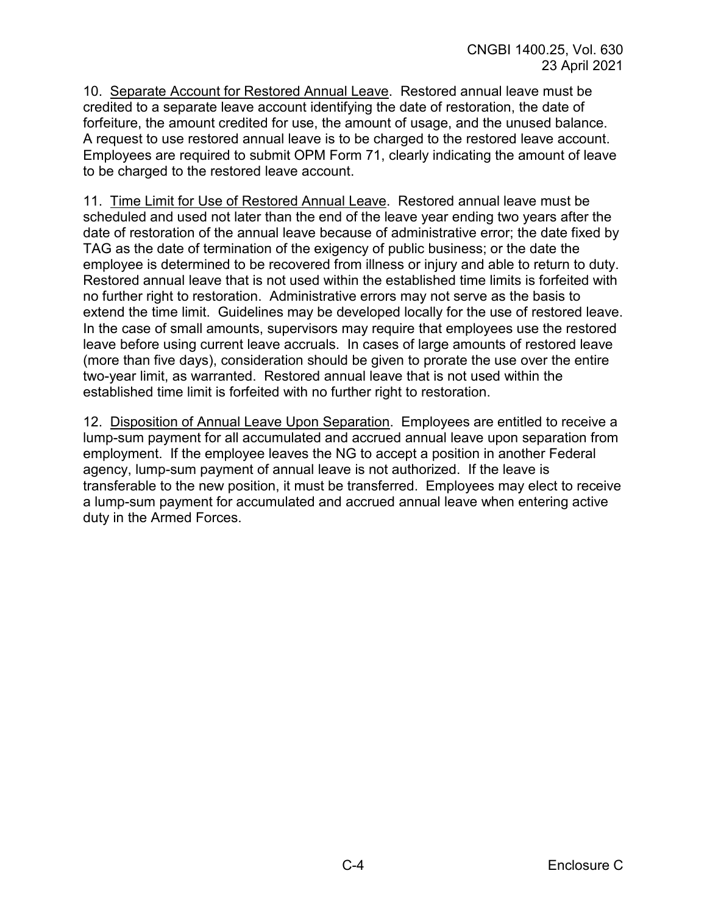10. Separate Account for Restored Annual Leave. Restored annual leave must be credited to a separate leave account identifying the date of restoration, the date of forfeiture, the amount credited for use, the amount of usage, and the unused balance. A request to use restored annual leave is to be charged to the restored leave account. Employees are required to submit OPM Form 71, clearly indicating the amount of leave to be charged to the restored leave account.

11. Time Limit for Use of Restored Annual Leave. Restored annual leave must be scheduled and used not later than the end of the leave year ending two years after the date of restoration of the annual leave because of administrative error; the date fixed by TAG as the date of termination of the exigency of public business; or the date the employee is determined to be recovered from illness or injury and able to return to duty. Restored annual leave that is not used within the established time limits is forfeited with no further right to restoration. Administrative errors may not serve as the basis to extend the time limit. Guidelines may be developed locally for the use of restored leave. In the case of small amounts, supervisors may require that employees use the restored leave before using current leave accruals. In cases of large amounts of restored leave (more than five days), consideration should be given to prorate the use over the entire two-year limit, as warranted. Restored annual leave that is not used within the established time limit is forfeited with no further right to restoration.

12. Disposition of Annual Leave Upon Separation. Employees are entitled to receive a lump-sum payment for all accumulated and accrued annual leave upon separation from employment. If the employee leaves the NG to accept a position in another Federal agency, lump-sum payment of annual leave is not authorized. If the leave is transferable to the new position, it must be transferred. Employees may elect to receive a lump-sum payment for accumulated and accrued annual leave when entering active duty in the Armed Forces.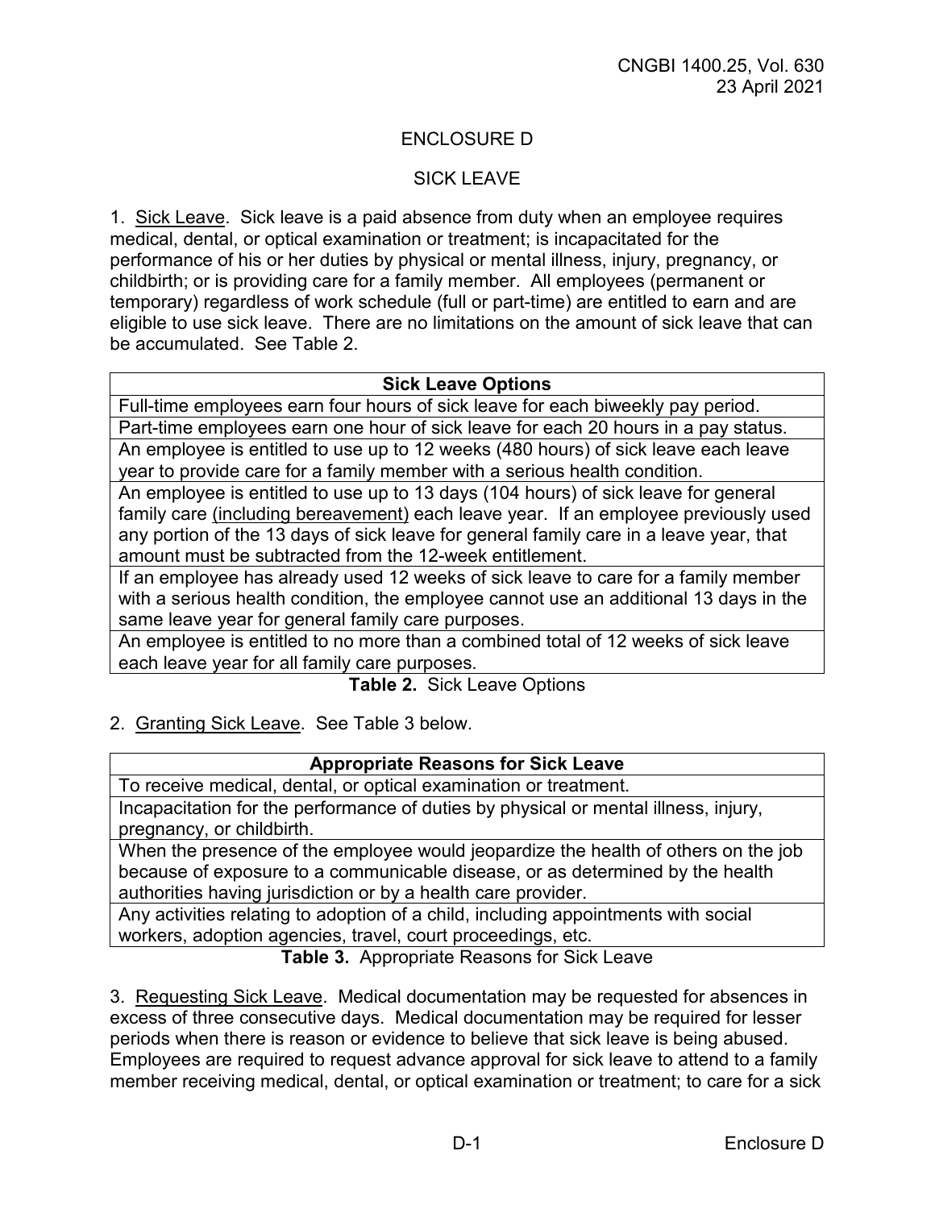# ENCLOSURE D

## SICK LEAVE

1. Sick Leave. Sick leave is a paid absence from duty when an employee requires medical, dental, or optical examination or treatment; is incapacitated for the performance of his or her duties by physical or mental illness, injury, pregnancy, or childbirth; or is providing care for a family member. All employees (permanent or temporary) regardless of work schedule (full or part-time) are entitled to earn and are eligible to use sick leave. There are no limitations on the amount of sick leave that can be accumulated. See Table 2.

| **Sick Leave Options** |
|---|
| Full-time employees earn four hours of sick leave for each biweekly pay period. |
| Part-time employees earn one hour of sick leave for each 20 hours in a pay status. |
| An employee is entitled to use up to 12 weeks (480 hours) of sick leave each leave year to provide care for a family member with a serious health condition. |
| An employee is entitled to use up to 13 days (104 hours) of sick leave for general family care (including bereavement) each leave year. If an employee previously used any portion of the 13 days of sick leave for general family care in a leave year, that amount must be subtracted from the 12-week entitlement. |
| If an employee has already used 12 weeks of sick leave to care for a family member with a serious health condition, the employee cannot use an additional 13 days in the same leave year for general family care purposes. |
| An employee is entitled to no more than a combined total of 12 weeks of sick leave each leave year for all family care purposes. |

**Table 2.** Sick Leave Options

2. Granting Sick Leave. See Table 3 below.

| **Appropriate Reasons for Sick Leave** |
|---|
| To receive medical, dental, or optical examination or treatment. |
| Incapacitation for the performance of duties by physical or mental illness, injury, pregnancy, or childbirth. |
| When the presence of the employee would jeopardize the health of others on the job because of exposure to a communicable disease, or as determined by the health authorities having jurisdiction or by a health care provider. |
| Any activities relating to adoption of a child, including appointments with social workers, adoption agencies, travel, court proceedings, etc. |

**Table 3.** Appropriate Reasons for Sick Leave

3. Requesting Sick Leave. Medical documentation may be requested for absences in excess of three consecutive days. Medical documentation may be required for lesser periods when there is reason or evidence to believe that sick leave is being abused. Employees are required to request advance approval for sick leave to attend to a family member receiving medical, dental, or optical examination or treatment; to care for a sick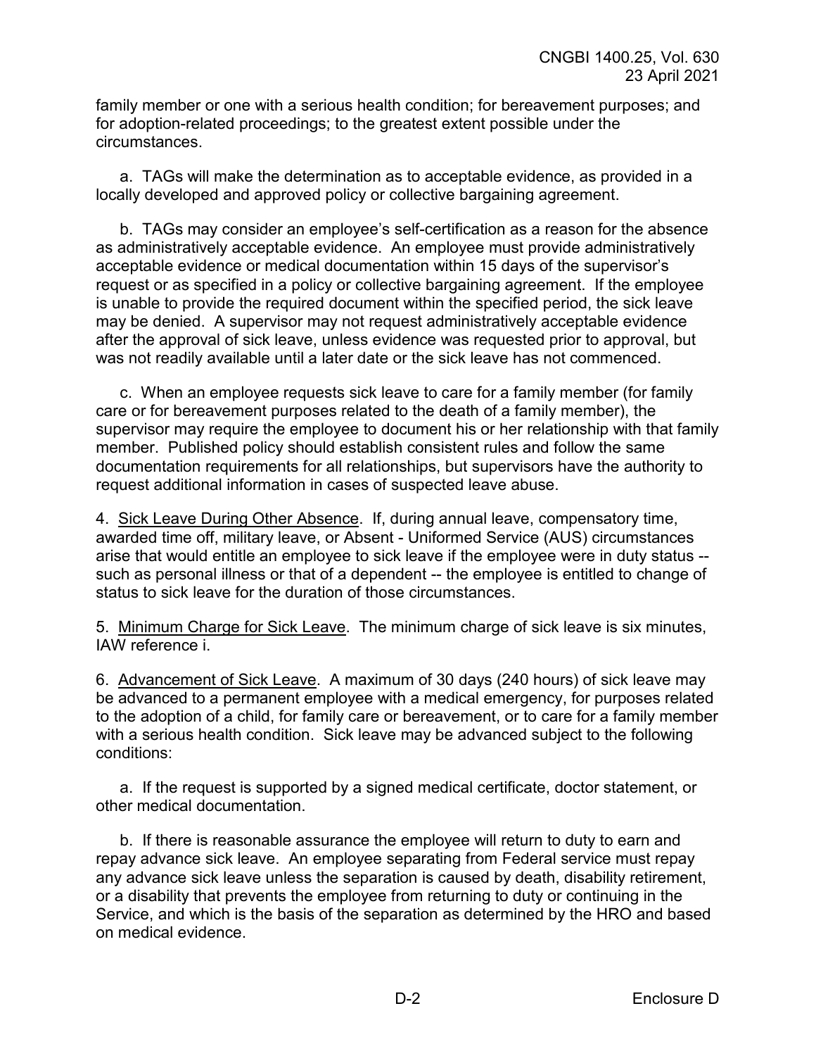family member or one with a serious health condition; for bereavement purposes; and for adoption-related proceedings; to the greatest extent possible under the circumstances.

a. TAGs will make the determination as to acceptable evidence, as provided in a locally developed and approved policy or collective bargaining agreement.

b. TAGs may consider an employee's self-certification as a reason for the absence as administratively acceptable evidence. An employee must provide administratively acceptable evidence or medical documentation within 15 days of the supervisor's request or as specified in a policy or collective bargaining agreement. If the employee is unable to provide the required document within the specified period, the sick leave may be denied. A supervisor may not request administratively acceptable evidence after the approval of sick leave, unless evidence was requested prior to approval, but was not readily available until a later date or the sick leave has not commenced.

c. When an employee requests sick leave to care for a family member (for family care or for bereavement purposes related to the death of a family member), the supervisor may require the employee to document his or her relationship with that family member. Published policy should establish consistent rules and follow the same documentation requirements for all relationships, but supervisors have the authority to request additional information in cases of suspected leave abuse.

4. Sick Leave During Other Absence. If, during annual leave, compensatory time, awarded time off, military leave, or Absent - Uniformed Service (AUS) circumstances arise that would entitle an employee to sick leave if the employee were in duty status -- such as personal illness or that of a dependent -- the employee is entitled to change of status to sick leave for the duration of those circumstances.

5. Minimum Charge for Sick Leave. The minimum charge of sick leave is six minutes, IAW reference i.

6. Advancement of Sick Leave. A maximum of 30 days (240 hours) of sick leave may be advanced to a permanent employee with a medical emergency, for purposes related to the adoption of a child, for family care or bereavement, or to care for a family member with a serious health condition. Sick leave may be advanced subject to the following conditions:

a. If the request is supported by a signed medical certificate, doctor statement, or other medical documentation.

b. If there is reasonable assurance the employee will return to duty to earn and repay advance sick leave. An employee separating from Federal service must repay any advance sick leave unless the separation is caused by death, disability retirement, or a disability that prevents the employee from returning to duty or continuing in the Service, and which is the basis of the separation as determined by the HRO and based on medical evidence.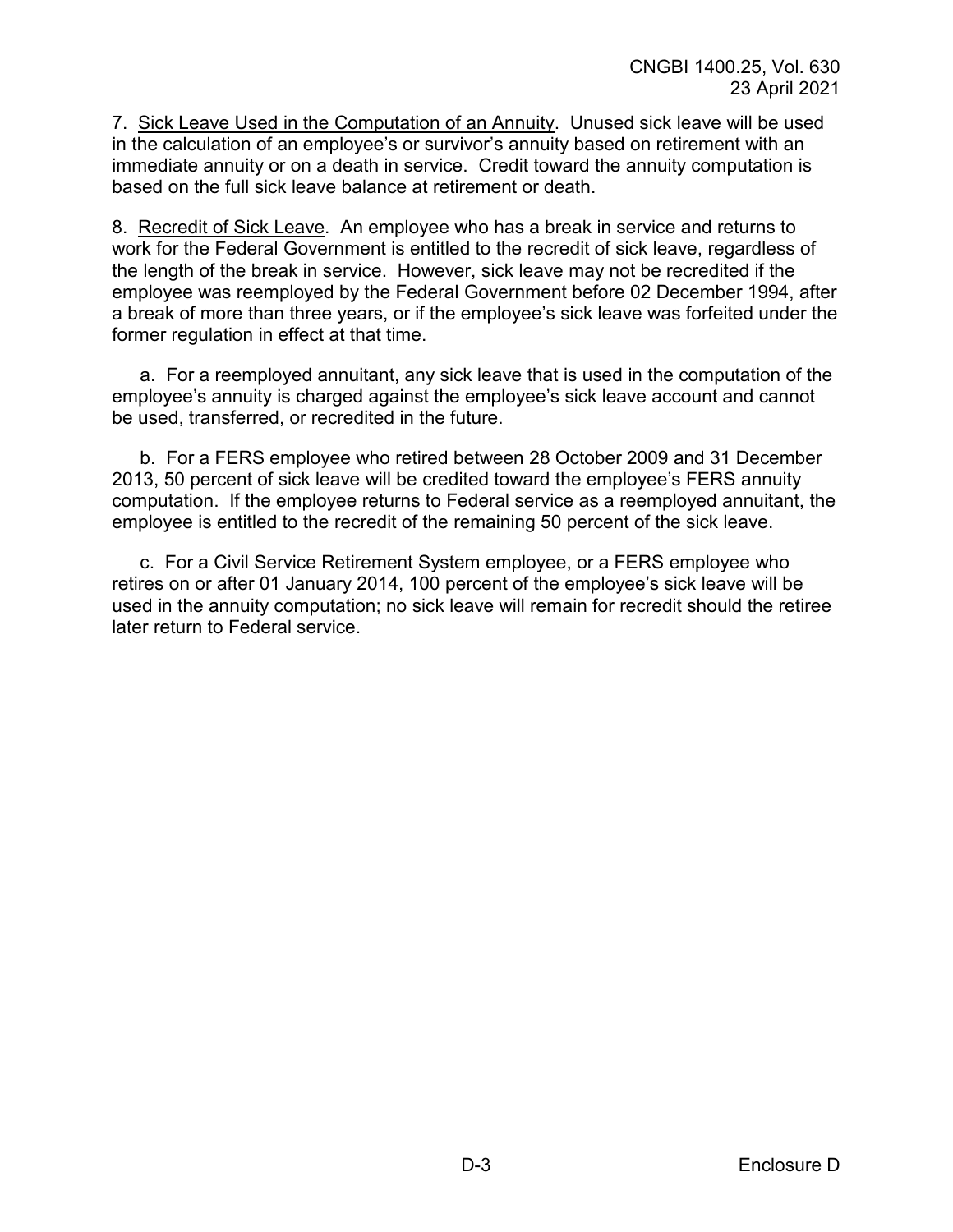7. Sick Leave Used in the Computation of an Annuity. Unused sick leave will be used in the calculation of an employee's or survivor's annuity based on retirement with an immediate annuity or on a death in service. Credit toward the annuity computation is based on the full sick leave balance at retirement or death.

8. Recredit of Sick Leave. An employee who has a break in service and returns to work for the Federal Government is entitled to the recredit of sick leave, regardless of the length of the break in service. However, sick leave may not be recredited if the employee was reemployed by the Federal Government before 02 December 1994, after a break of more than three years, or if the employee's sick leave was forfeited under the former regulation in effect at that time.

a. For a reemployed annuitant, any sick leave that is used in the computation of the employee's annuity is charged against the employee's sick leave account and cannot be used, transferred, or recredited in the future.

b. For a FERS employee who retired between 28 October 2009 and 31 December 2013, 50 percent of sick leave will be credited toward the employee's FERS annuity computation. If the employee returns to Federal service as a reemployed annuitant, the employee is entitled to the recredit of the remaining 50 percent of the sick leave.

c. For a Civil Service Retirement System employee, or a FERS employee who retires on or after 01 January 2014, 100 percent of the employee's sick leave will be used in the annuity computation; no sick leave will remain for recredit should the retiree later return to Federal service.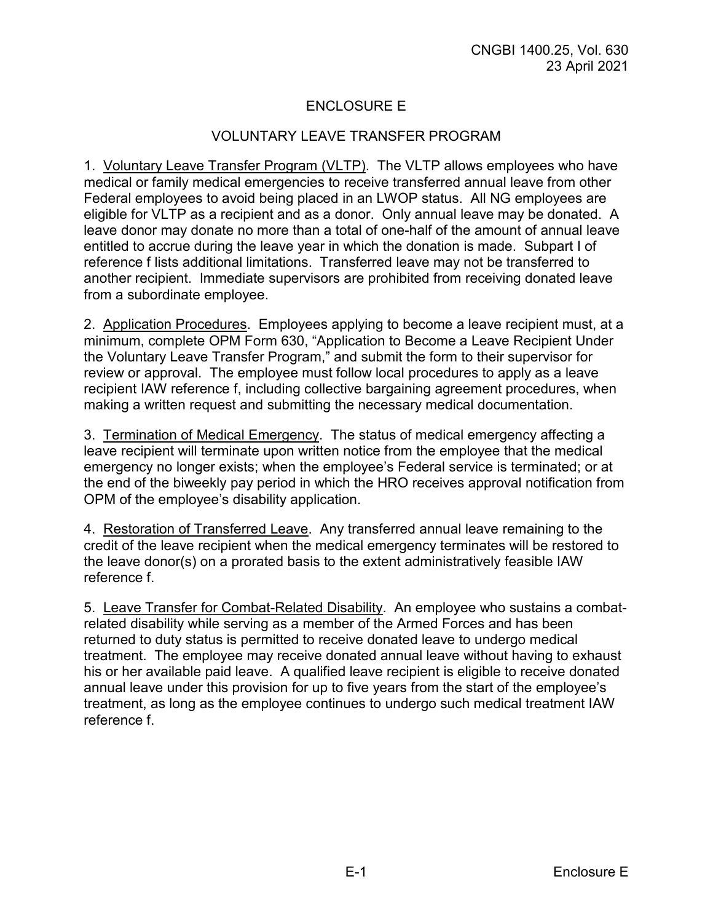# ENCLOSURE E

## VOLUNTARY LEAVE TRANSFER PROGRAM

1. Voluntary Leave Transfer Program (VLTP). The VLTP allows employees who have medical or family medical emergencies to receive transferred annual leave from other Federal employees to avoid being placed in an LWOP status. All NG employees are eligible for VLTP as a recipient and as a donor. Only annual leave may be donated. A leave donor may donate no more than a total of one-half of the amount of annual leave entitled to accrue during the leave year in which the donation is made. Subpart I of reference f lists additional limitations. Transferred leave may not be transferred to another recipient. Immediate supervisors are prohibited from receiving donated leave from a subordinate employee.

2. Application Procedures. Employees applying to become a leave recipient must, at a minimum, complete OPM Form 630, "Application to Become a Leave Recipient Under the Voluntary Leave Transfer Program," and submit the form to their supervisor for review or approval. The employee must follow local procedures to apply as a leave recipient IAW reference f, including collective bargaining agreement procedures, when making a written request and submitting the necessary medical documentation.

3. Termination of Medical Emergency. The status of medical emergency affecting a leave recipient will terminate upon written notice from the employee that the medical emergency no longer exists; when the employee's Federal service is terminated; or at the end of the biweekly pay period in which the HRO receives approval notification from OPM of the employee's disability application.

4. Restoration of Transferred Leave. Any transferred annual leave remaining to the credit of the leave recipient when the medical emergency terminates will be restored to the leave donor(s) on a prorated basis to the extent administratively feasible IAW reference f.

5. Leave Transfer for Combat-Related Disability. An employee who sustains a combat-related disability while serving as a member of the Armed Forces and has been returned to duty status is permitted to receive donated leave to undergo medical treatment. The employee may receive donated annual leave without having to exhaust his or her available paid leave. A qualified leave recipient is eligible to receive donated annual leave under this provision for up to five years from the start of the employee's treatment, as long as the employee continues to undergo such medical treatment IAW reference f.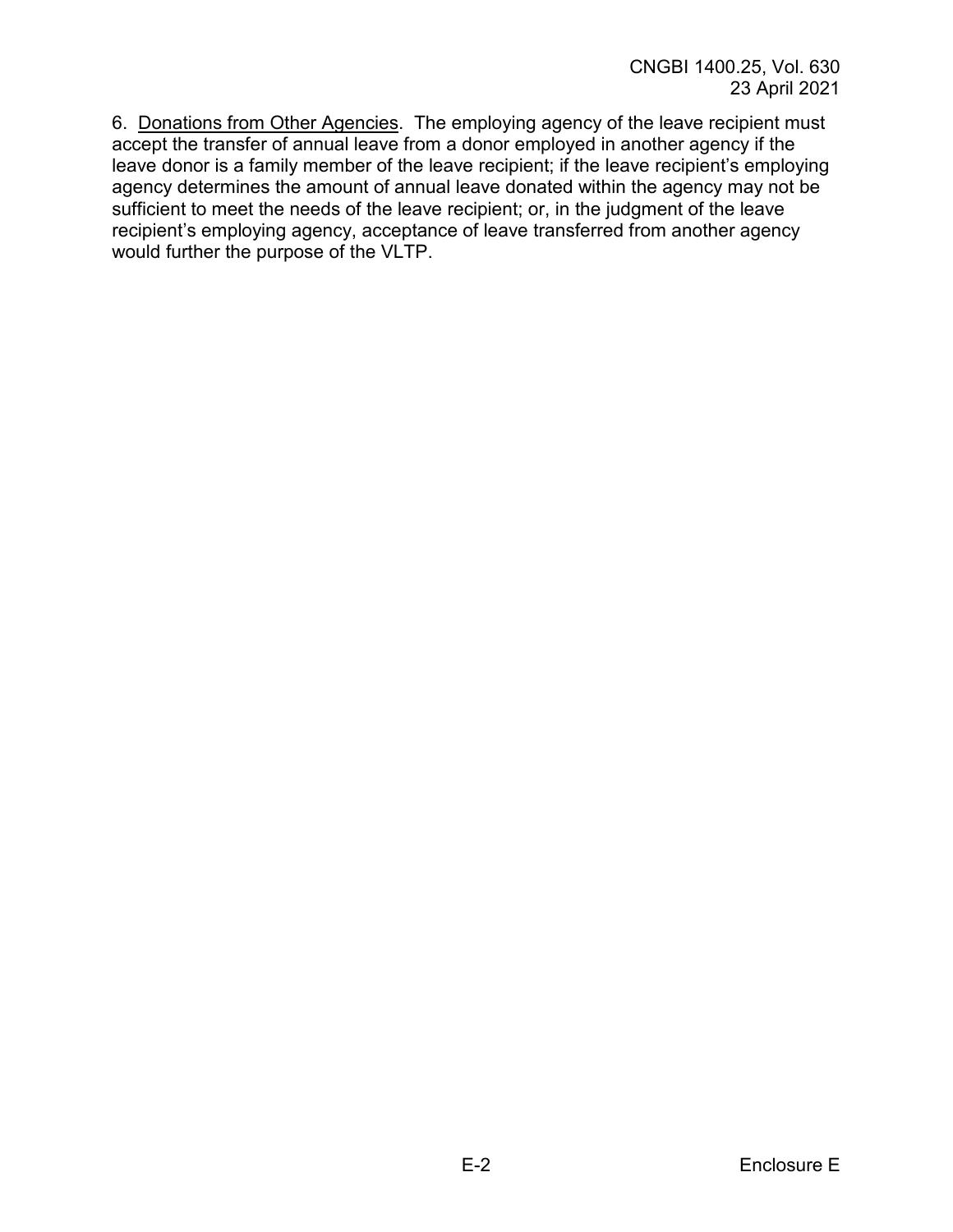6. Donations from Other Agencies. The employing agency of the leave recipient must accept the transfer of annual leave from a donor employed in another agency if the leave donor is a family member of the leave recipient; if the leave recipient's employing agency determines the amount of annual leave donated within the agency may not be sufficient to meet the needs of the leave recipient; or, in the judgment of the leave recipient's employing agency, acceptance of leave transferred from another agency would further the purpose of the VLTP.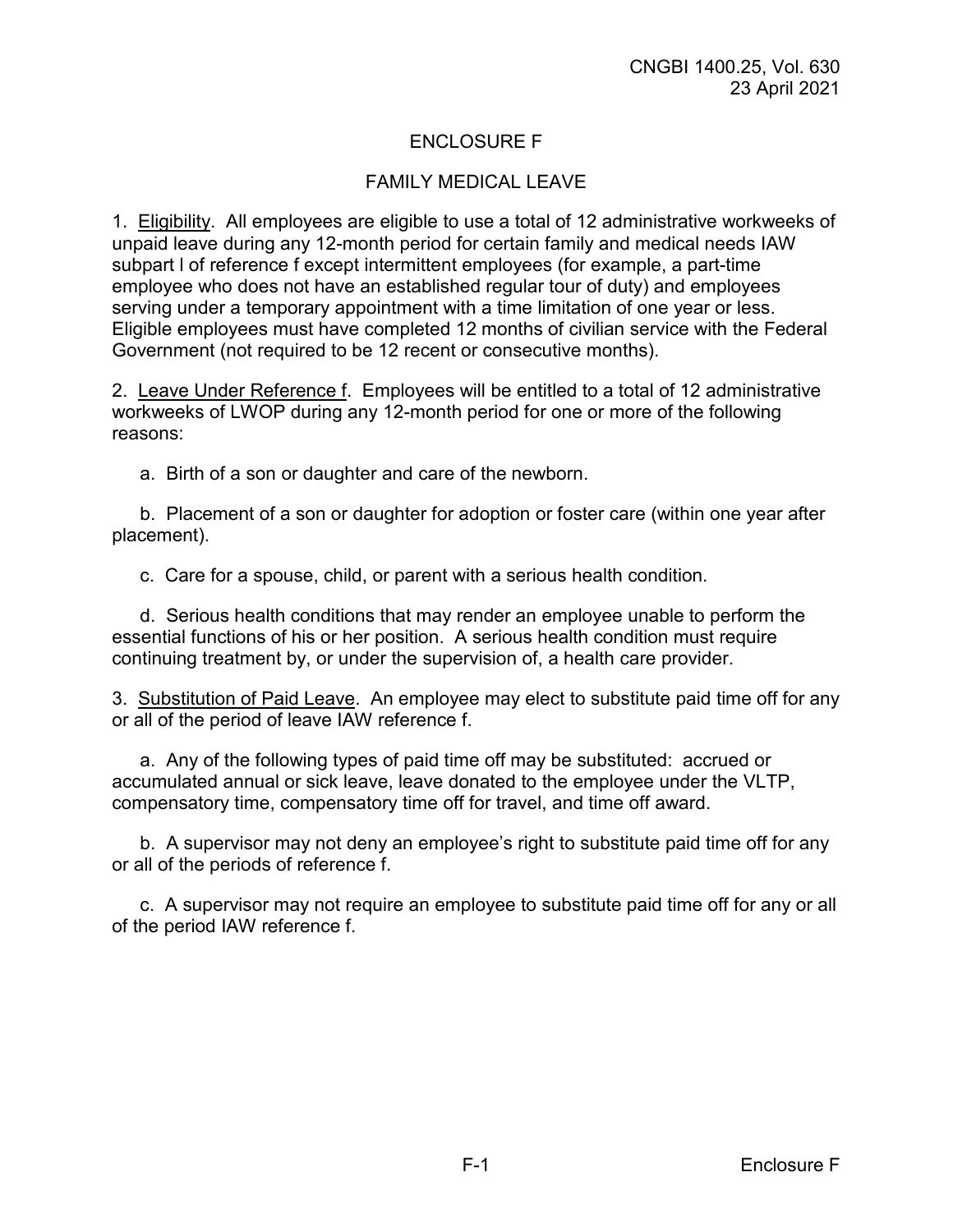# ENCLOSURE F

## FAMILY MEDICAL LEAVE

1. Eligibility. All employees are eligible to use a total of 12 administrative workweeks of unpaid leave during any 12-month period for certain family and medical needs IAW subpart l of reference f except intermittent employees (for example, a part-time employee who does not have an established regular tour of duty) and employees serving under a temporary appointment with a time limitation of one year or less. Eligible employees must have completed 12 months of civilian service with the Federal Government (not required to be 12 recent or consecutive months).

2. Leave Under Reference f. Employees will be entitled to a total of 12 administrative workweeks of LWOP during any 12-month period for one or more of the following reasons:

   a. Birth of a son or daughter and care of the newborn.

   b. Placement of a son or daughter for adoption or foster care (within one year after placement).

   c. Care for a spouse, child, or parent with a serious health condition.

   d. Serious health conditions that may render an employee unable to perform the essential functions of his or her position. A serious health condition must require continuing treatment by, or under the supervision of, a health care provider.

3. Substitution of Paid Leave. An employee may elect to substitute paid time off for any or all of the period of leave IAW reference f.

   a. Any of the following types of paid time off may be substituted: accrued or accumulated annual or sick leave, leave donated to the employee under the VLTP, compensatory time, compensatory time off for travel, and time off award.

   b. A supervisor may not deny an employee's right to substitute paid time off for any or all of the periods of reference f.

   c. A supervisor may not require an employee to substitute paid time off for any or all of the period IAW reference f.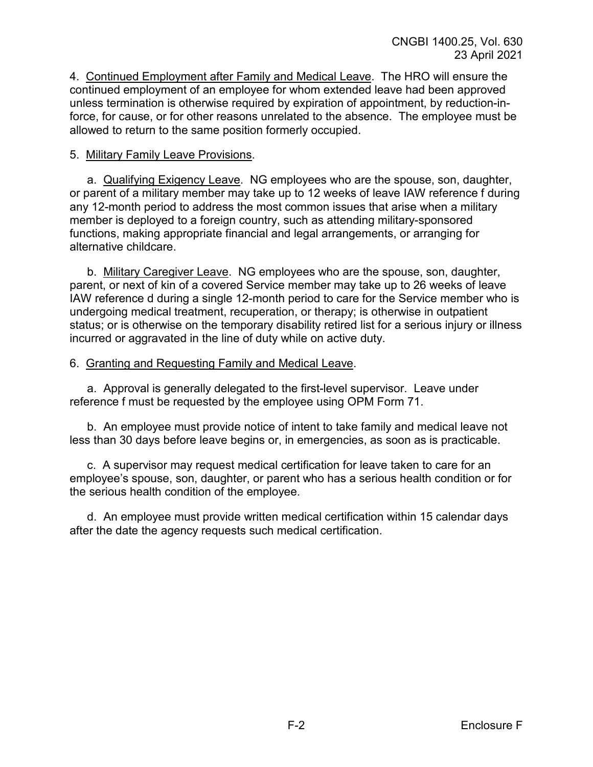4. Continued Employment after Family and Medical Leave. The HRO will ensure the continued employment of an employee for whom extended leave had been approved unless termination is otherwise required by expiration of appointment, by reduction-in-force, for cause, or for other reasons unrelated to the absence. The employee must be allowed to return to the same position formerly occupied.

5. Military Family Leave Provisions.

a. Qualifying Exigency Leave. NG employees who are the spouse, son, daughter, or parent of a military member may take up to 12 weeks of leave IAW reference f during any 12-month period to address the most common issues that arise when a military member is deployed to a foreign country, such as attending military-sponsored functions, making appropriate financial and legal arrangements, or arranging for alternative childcare.

b. Military Caregiver Leave. NG employees who are the spouse, son, daughter, parent, or next of kin of a covered Service member may take up to 26 weeks of leave IAW reference d during a single 12-month period to care for the Service member who is undergoing medical treatment, recuperation, or therapy; is otherwise in outpatient status; or is otherwise on the temporary disability retired list for a serious injury or illness incurred or aggravated in the line of duty while on active duty.

6. Granting and Requesting Family and Medical Leave.

a. Approval is generally delegated to the first-level supervisor. Leave under reference f must be requested by the employee using OPM Form 71.

b. An employee must provide notice of intent to take family and medical leave not less than 30 days before leave begins or, in emergencies, as soon as is practicable.

c. A supervisor may request medical certification for leave taken to care for an employee's spouse, son, daughter, or parent who has a serious health condition or for the serious health condition of the employee.

d. An employee must provide written medical certification within 15 calendar days after the date the agency requests such medical certification.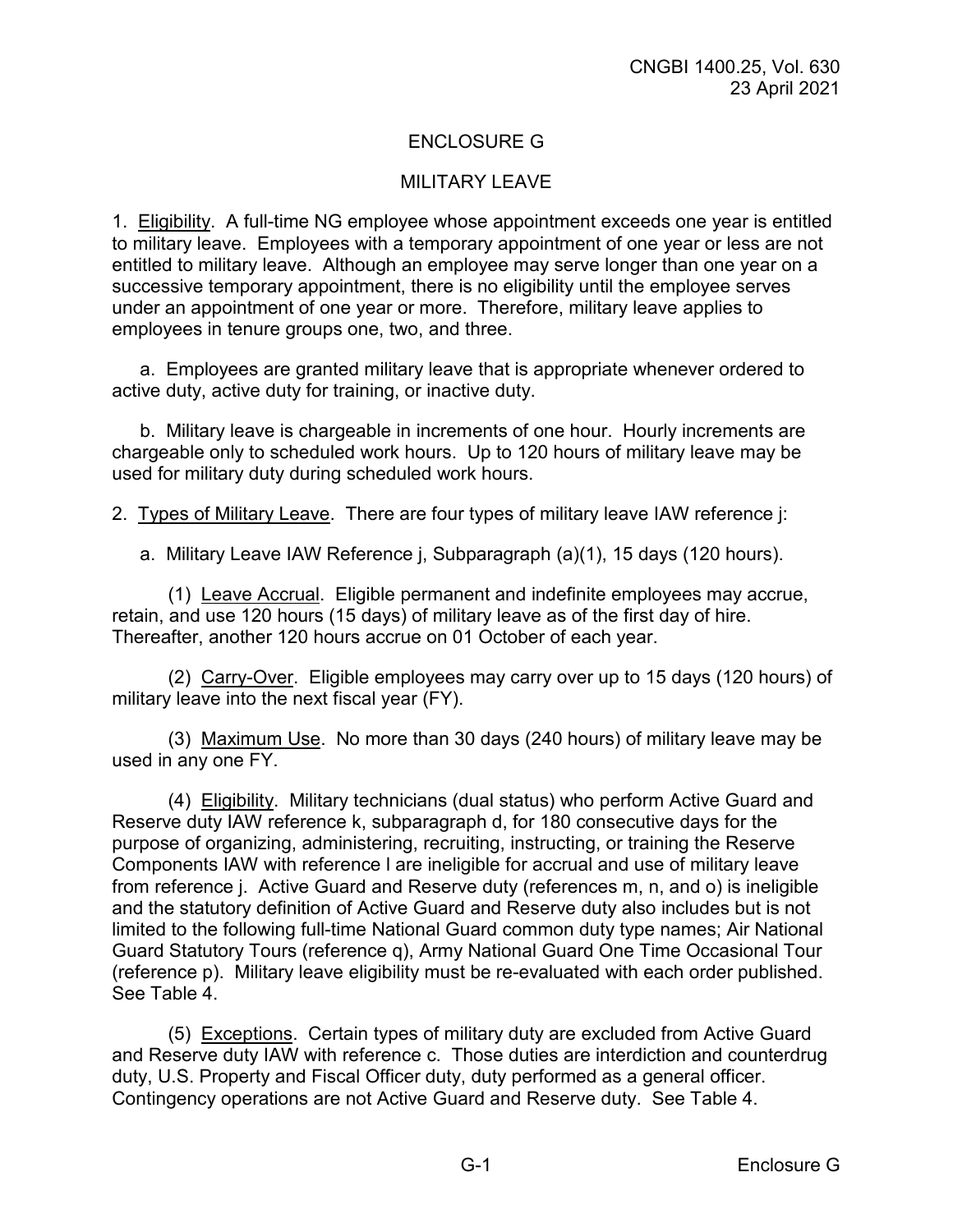## ENCLOSURE G

## MILITARY LEAVE

1. Eligibility. A full-time NG employee whose appointment exceeds one year is entitled to military leave. Employees with a temporary appointment of one year or less are not entitled to military leave. Although an employee may serve longer than one year on a successive temporary appointment, there is no eligibility until the employee serves under an appointment of one year or more. Therefore, military leave applies to employees in tenure groups one, two, and three.

   a. Employees are granted military leave that is appropriate whenever ordered to active duty, active duty for training, or inactive duty.

   b. Military leave is chargeable in increments of one hour. Hourly increments are chargeable only to scheduled work hours. Up to 120 hours of military leave may be used for military duty during scheduled work hours.

2. Types of Military Leave. There are four types of military leave IAW reference j:

   a. Military Leave IAW Reference j, Subparagraph (a)(1), 15 days (120 hours).

      (1) Leave Accrual. Eligible permanent and indefinite employees may accrue, retain, and use 120 hours (15 days) of military leave as of the first day of hire. Thereafter, another 120 hours accrue on 01 October of each year.

      (2) Carry-Over. Eligible employees may carry over up to 15 days (120 hours) of military leave into the next fiscal year (FY).

      (3) Maximum Use. No more than 30 days (240 hours) of military leave may be used in any one FY.

      (4) Eligibility. Military technicians (dual status) who perform Active Guard and Reserve duty IAW reference k, subparagraph d, for 180 consecutive days for the purpose of organizing, administering, recruiting, instructing, or training the Reserve Components IAW with reference l are ineligible for accrual and use of military leave from reference j. Active Guard and Reserve duty (references m, n, and o) is ineligible and the statutory definition of Active Guard and Reserve duty also includes but is not limited to the following full-time National Guard common duty type names; Air National Guard Statutory Tours (reference q), Army National Guard One Time Occasional Tour (reference p). Military leave eligibility must be re-evaluated with each order published. See Table 4.

      (5) Exceptions. Certain types of military duty are excluded from Active Guard and Reserve duty IAW with reference c. Those duties are interdiction and counterdrug duty, U.S. Property and Fiscal Officer duty, duty performed as a general officer. Contingency operations are not Active Guard and Reserve duty. See Table 4.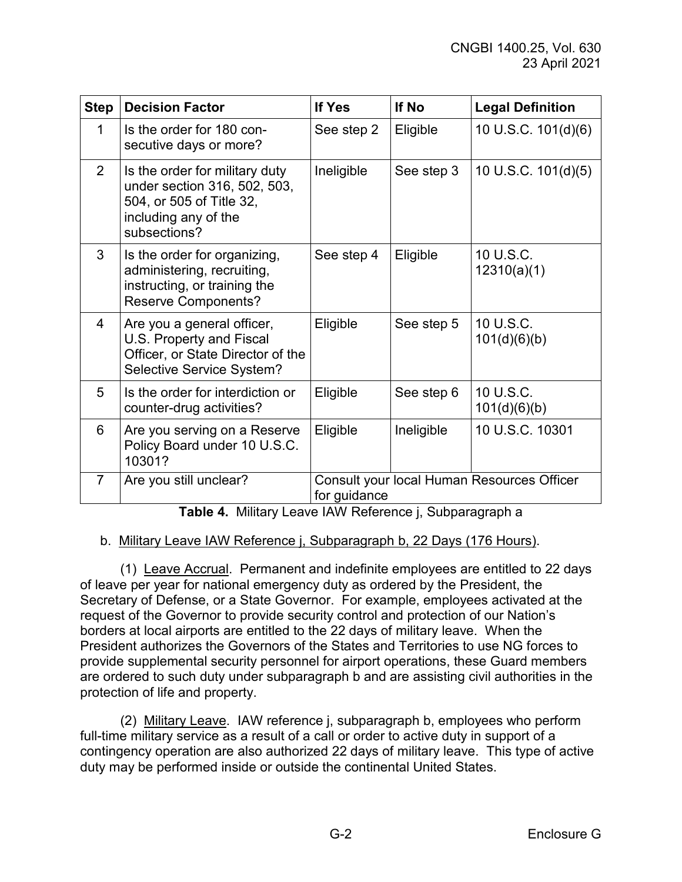| Step | Decision Factor | If Yes | If No | Legal Definition |
|---|---|---|---|---|
| 1 | Is the order for 180 consecutive days or more? | See step 2 | Eligible | 10 U.S.C. 101(d)(6) |
| 2 | Is the order for military duty under section 316, 502, 503, 504, or 505 of Title 32, including any of the subsections? | Ineligible | See step 3 | 10 U.S.C. 101(d)(5) |
| 3 | Is the order for organizing, administering, recruiting, instructing, or training the Reserve Components? | See step 4 | Eligible | 10 U.S.C. 12310(a)(1) |
| 4 | Are you a general officer, U.S. Property and Fiscal Officer, or State Director of the Selective Service System? | Eligible | See step 5 | 10 U.S.C. 101(d)(6)(b) |
| 5 | Is the order for interdiction or counter-drug activities? | Eligible | See step 6 | 10 U.S.C. 101(d)(6)(b) |
| 6 | Are you serving on a Reserve Policy Board under 10 U.S.C. 10301? | Eligible | Ineligible | 10 U.S.C. 10301 |
| 7 | Are you still unclear? | Consult your local Human Resources Officer for guidance | | |

**Table 4.** Military Leave IAW Reference j, Subparagraph a

b. Military Leave IAW Reference j, Subparagraph b, 22 Days (176 Hours).

(1) Leave Accrual. Permanent and indefinite employees are entitled to 22 days of leave per year for national emergency duty as ordered by the President, the Secretary of Defense, or a State Governor. For example, employees activated at the request of the Governor to provide security control and protection of our Nation's borders at local airports are entitled to the 22 days of military leave. When the President authorizes the Governors of the States and Territories to use NG forces to provide supplemental security personnel for airport operations, these Guard members are ordered to such duty under subparagraph b and are assisting civil authorities in the protection of life and property.

(2) Military Leave. IAW reference j, subparagraph b, employees who perform full-time military service as a result of a call or order to active duty in support of a contingency operation are also authorized 22 days of military leave. This type of active duty may be performed inside or outside the continental United States.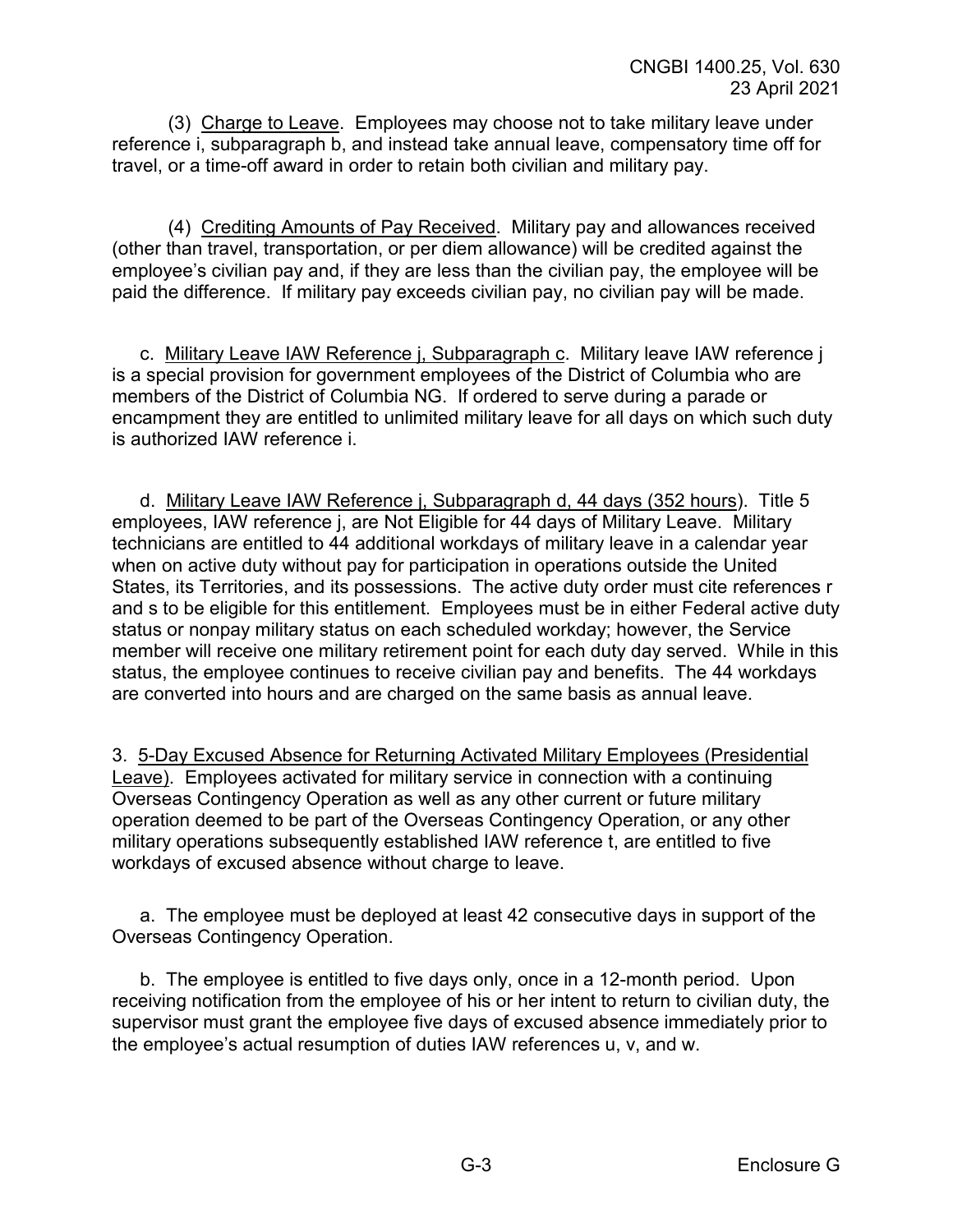(3) Charge to Leave. Employees may choose not to take military leave under reference i, subparagraph b, and instead take annual leave, compensatory time off for travel, or a time-off award in order to retain both civilian and military pay.

(4) Crediting Amounts of Pay Received. Military pay and allowances received (other than travel, transportation, or per diem allowance) will be credited against the employee's civilian pay and, if they are less than the civilian pay, the employee will be paid the difference. If military pay exceeds civilian pay, no civilian pay will be made.

c. Military Leave IAW Reference j, Subparagraph c. Military leave IAW reference j is a special provision for government employees of the District of Columbia who are members of the District of Columbia NG. If ordered to serve during a parade or encampment they are entitled to unlimited military leave for all days on which such duty is authorized IAW reference i.

d. Military Leave IAW Reference j, Subparagraph d, 44 days (352 hours). Title 5 employees, IAW reference j, are Not Eligible for 44 days of Military Leave. Military technicians are entitled to 44 additional workdays of military leave in a calendar year when on active duty without pay for participation in operations outside the United States, its Territories, and its possessions. The active duty order must cite references r and s to be eligible for this entitlement. Employees must be in either Federal active duty status or nonpay military status on each scheduled workday; however, the Service member will receive one military retirement point for each duty day served. While in this status, the employee continues to receive civilian pay and benefits. The 44 workdays are converted into hours and are charged on the same basis as annual leave.

3. 5-Day Excused Absence for Returning Activated Military Employees (Presidential Leave). Employees activated for military service in connection with a continuing Overseas Contingency Operation as well as any other current or future military operation deemed to be part of the Overseas Contingency Operation, or any other military operations subsequently established IAW reference t, are entitled to five workdays of excused absence without charge to leave.

a. The employee must be deployed at least 42 consecutive days in support of the Overseas Contingency Operation.

b. The employee is entitled to five days only, once in a 12-month period. Upon receiving notification from the employee of his or her intent to return to civilian duty, the supervisor must grant the employee five days of excused absence immediately prior to the employee's actual resumption of duties IAW references u, v, and w.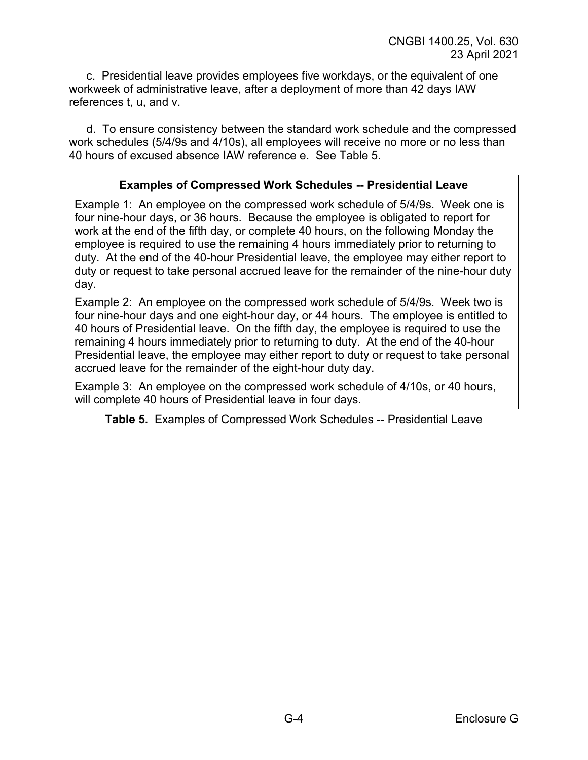c. Presidential leave provides employees five workdays, or the equivalent of one workweek of administrative leave, after a deployment of more than 42 days IAW references t, u, and v.

d. To ensure consistency between the standard work schedule and the compressed work schedules (5/4/9s and 4/10s), all employees will receive no more or no less than 40 hours of excused absence IAW reference e. See Table 5.

| **Examples of Compressed Work Schedules -- Presidential Leave** |
|---|
| Example 1: An employee on the compressed work schedule of 5/4/9s. Week one is four nine-hour days, or 36 hours. Because the employee is obligated to report for work at the end of the fifth day, or complete 40 hours, on the following Monday the employee is required to use the remaining 4 hours immediately prior to returning to duty. At the end of the 40-hour Presidential leave, the employee may either report to duty or request to take personal accrued leave for the remainder of the nine-hour duty day. |
| Example 2: An employee on the compressed work schedule of 5/4/9s. Week two is four nine-hour days and one eight-hour day, or 44 hours. The employee is entitled to 40 hours of Presidential leave. On the fifth day, the employee is required to use the remaining 4 hours immediately prior to returning to duty. At the end of the 40-hour Presidential leave, the employee may either report to duty or request to take personal accrued leave for the remainder of the eight-hour duty day. |
| Example 3: An employee on the compressed work schedule of 4/10s, or 40 hours, will complete 40 hours of Presidential leave in four days. |

**Table 5.** Examples of Compressed Work Schedules -- Presidential Leave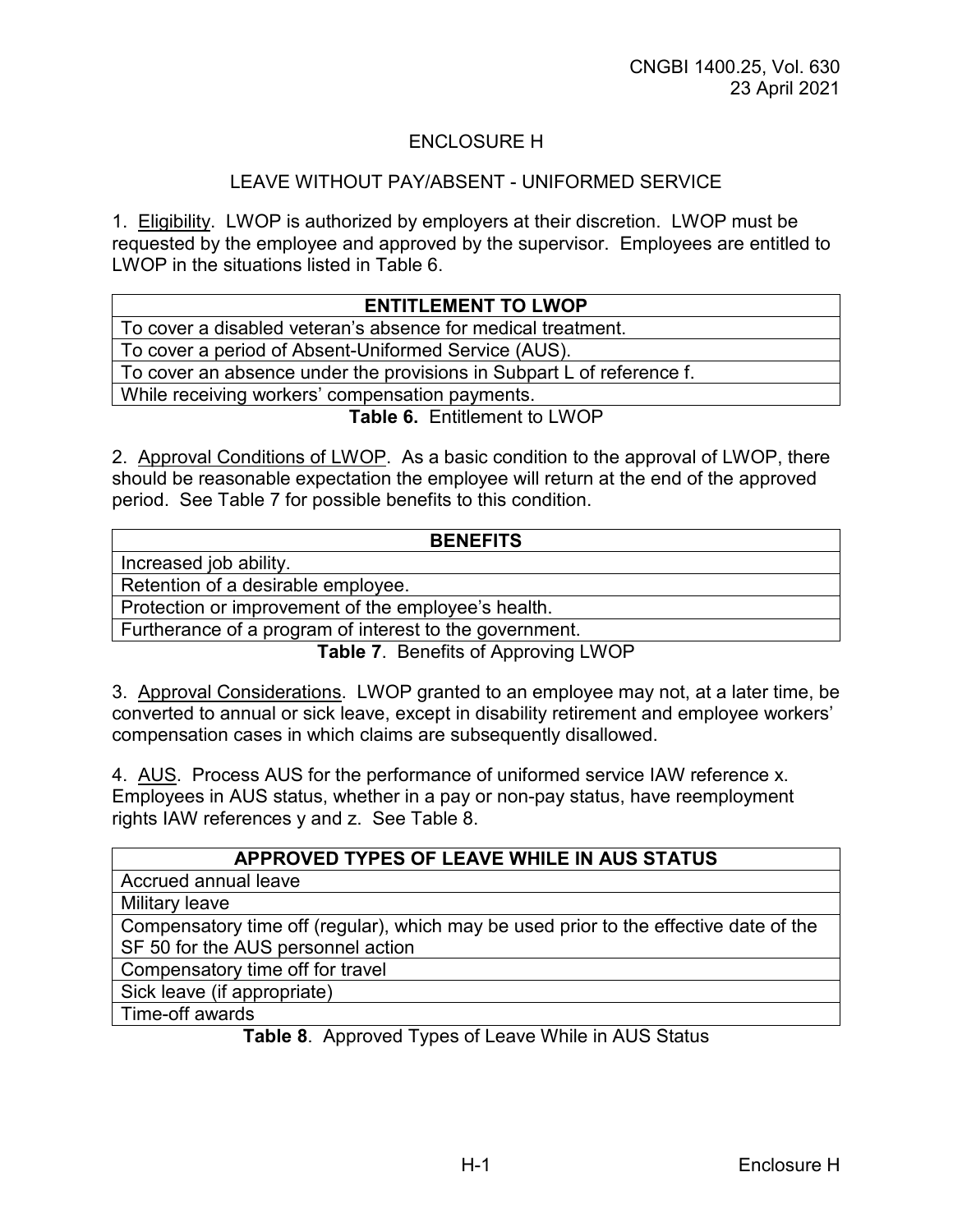## ENCLOSURE H

## LEAVE WITHOUT PAY/ABSENT - UNIFORMED SERVICE

1. Eligibility. LWOP is authorized by employers at their discretion. LWOP must be requested by the employee and approved by the supervisor. Employees are entitled to LWOP in the situations listed in Table 6.

| ENTITLEMENT TO LWOP |
|---|
| To cover a disabled veteran's absence for medical treatment. |
| To cover a period of Absent-Uniformed Service (AUS). |
| To cover an absence under the provisions in Subpart L of reference f. |
| While receiving workers' compensation payments. |

**Table 6.** Entitlement to LWOP

2. Approval Conditions of LWOP. As a basic condition to the approval of LWOP, there should be reasonable expectation the employee will return at the end of the approved period. See Table 7 for possible benefits to this condition.

| BENEFITS |
|---|
| Increased job ability. |
| Retention of a desirable employee. |
| Protection or improvement of the employee's health. |
| Furtherance of a program of interest to the government. |

**Table 7**. Benefits of Approving LWOP

3. Approval Considerations. LWOP granted to an employee may not, at a later time, be converted to annual or sick leave, except in disability retirement and employee workers' compensation cases in which claims are subsequently disallowed.

4. AUS. Process AUS for the performance of uniformed service IAW reference x. Employees in AUS status, whether in a pay or non-pay status, have reemployment rights IAW references y and z. See Table 8.

| APPROVED TYPES OF LEAVE WHILE IN AUS STATUS |
|---|
| Accrued annual leave |
| Military leave |
| Compensatory time off (regular), which may be used prior to the effective date of the SF 50 for the AUS personnel action |
| Compensatory time off for travel |
| Sick leave (if appropriate) |
| Time-off awards |

**Table 8**. Approved Types of Leave While in AUS Status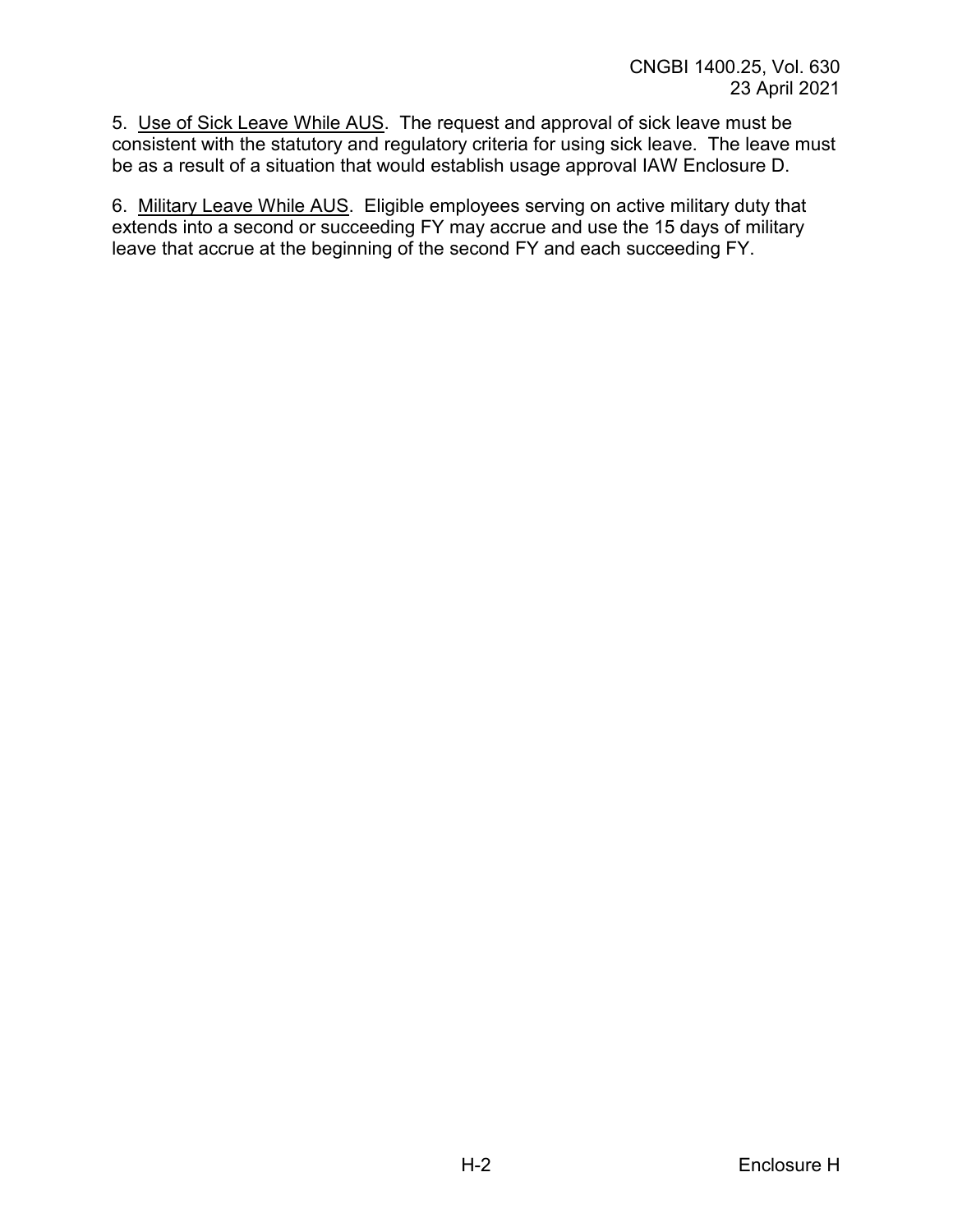5. Use of Sick Leave While AUS. The request and approval of sick leave must be consistent with the statutory and regulatory criteria for using sick leave. The leave must be as a result of a situation that would establish usage approval IAW Enclosure D.

6. Military Leave While AUS. Eligible employees serving on active military duty that extends into a second or succeeding FY may accrue and use the 15 days of military leave that accrue at the beginning of the second FY and each succeeding FY.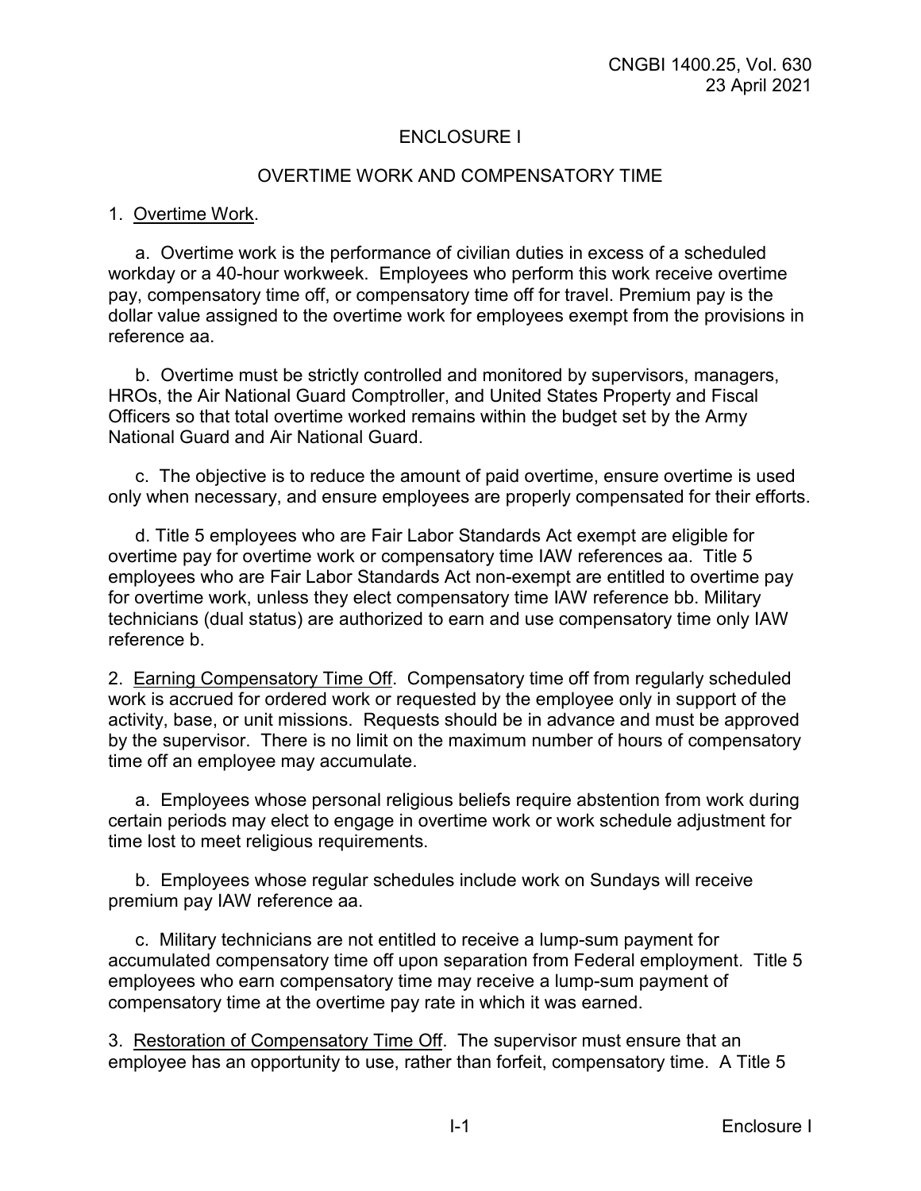## ENCLOSURE I

## OVERTIME WORK AND COMPENSATORY TIME

1. Overtime Work.

a. Overtime work is the performance of civilian duties in excess of a scheduled workday or a 40-hour workweek. Employees who perform this work receive overtime pay, compensatory time off, or compensatory time off for travel. Premium pay is the dollar value assigned to the overtime work for employees exempt from the provisions in reference aa.

b. Overtime must be strictly controlled and monitored by supervisors, managers, HROs, the Air National Guard Comptroller, and United States Property and Fiscal Officers so that total overtime worked remains within the budget set by the Army National Guard and Air National Guard.

c. The objective is to reduce the amount of paid overtime, ensure overtime is used only when necessary, and ensure employees are properly compensated for their efforts.

d. Title 5 employees who are Fair Labor Standards Act exempt are eligible for overtime pay for overtime work or compensatory time IAW references aa. Title 5 employees who are Fair Labor Standards Act non-exempt are entitled to overtime pay for overtime work, unless they elect compensatory time IAW reference bb. Military technicians (dual status) are authorized to earn and use compensatory time only IAW reference b.

2. Earning Compensatory Time Off. Compensatory time off from regularly scheduled work is accrued for ordered work or requested by the employee only in support of the activity, base, or unit missions. Requests should be in advance and must be approved by the supervisor. There is no limit on the maximum number of hours of compensatory time off an employee may accumulate.

a. Employees whose personal religious beliefs require abstention from work during certain periods may elect to engage in overtime work or work schedule adjustment for time lost to meet religious requirements.

b. Employees whose regular schedules include work on Sundays will receive premium pay IAW reference aa.

c. Military technicians are not entitled to receive a lump-sum payment for accumulated compensatory time off upon separation from Federal employment. Title 5 employees who earn compensatory time may receive a lump-sum payment of compensatory time at the overtime pay rate in which it was earned.

3. Restoration of Compensatory Time Off. The supervisor must ensure that an employee has an opportunity to use, rather than forfeit, compensatory time. A Title 5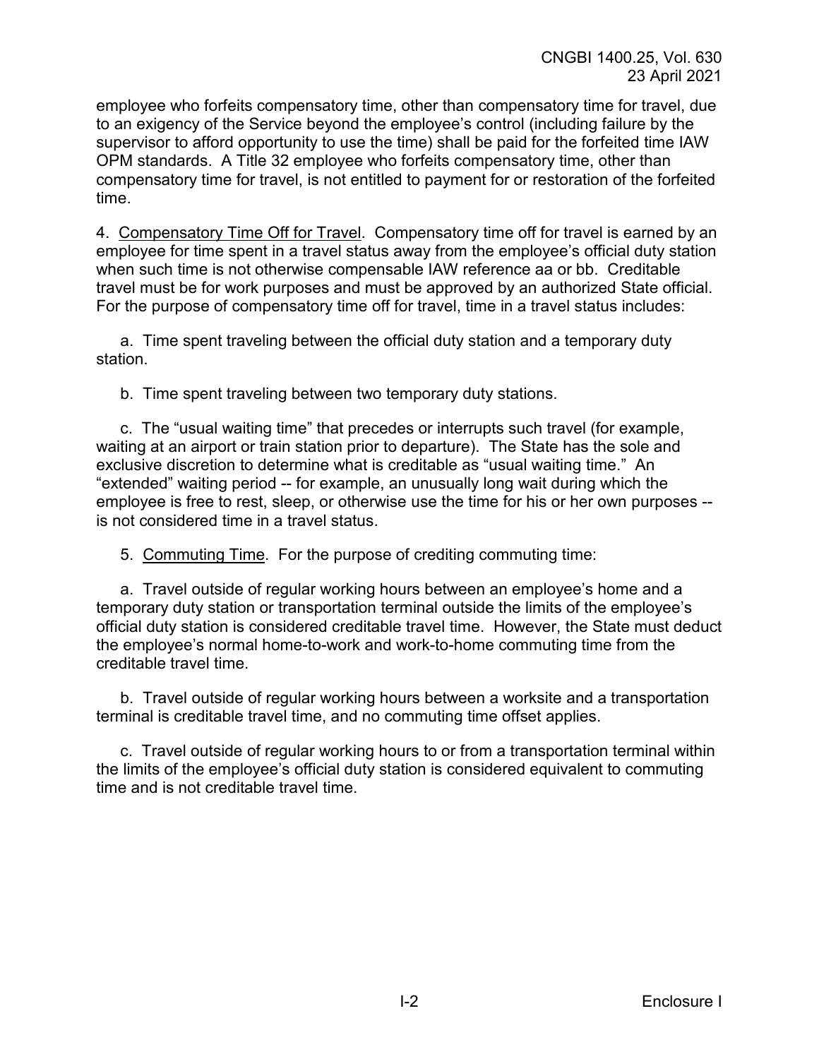employee who forfeits compensatory time, other than compensatory time for travel, due to an exigency of the Service beyond the employee's control (including failure by the supervisor to afford opportunity to use the time) shall be paid for the forfeited time IAW OPM standards. A Title 32 employee who forfeits compensatory time, other than compensatory time for travel, is not entitled to payment for or restoration of the forfeited time.

4. Compensatory Time Off for Travel. Compensatory time off for travel is earned by an employee for time spent in a travel status away from the employee's official duty station when such time is not otherwise compensable IAW reference aa or bb. Creditable travel must be for work purposes and must be approved by an authorized State official. For the purpose of compensatory time off for travel, time in a travel status includes:

a. Time spent traveling between the official duty station and a temporary duty station.

b. Time spent traveling between two temporary duty stations.

c. The "usual waiting time" that precedes or interrupts such travel (for example, waiting at an airport or train station prior to departure). The State has the sole and exclusive discretion to determine what is creditable as "usual waiting time." An "extended" waiting period -- for example, an unusually long wait during which the employee is free to rest, sleep, or otherwise use the time for his or her own purposes -- is not considered time in a travel status.

5. Commuting Time. For the purpose of crediting commuting time:

a. Travel outside of regular working hours between an employee's home and a temporary duty station or transportation terminal outside the limits of the employee's official duty station is considered creditable travel time. However, the State must deduct the employee's normal home-to-work and work-to-home commuting time from the creditable travel time.

b. Travel outside of regular working hours between a worksite and a transportation terminal is creditable travel time, and no commuting time offset applies.

c. Travel outside of regular working hours to or from a transportation terminal within the limits of the employee's official duty station is considered equivalent to commuting time and is not creditable travel time.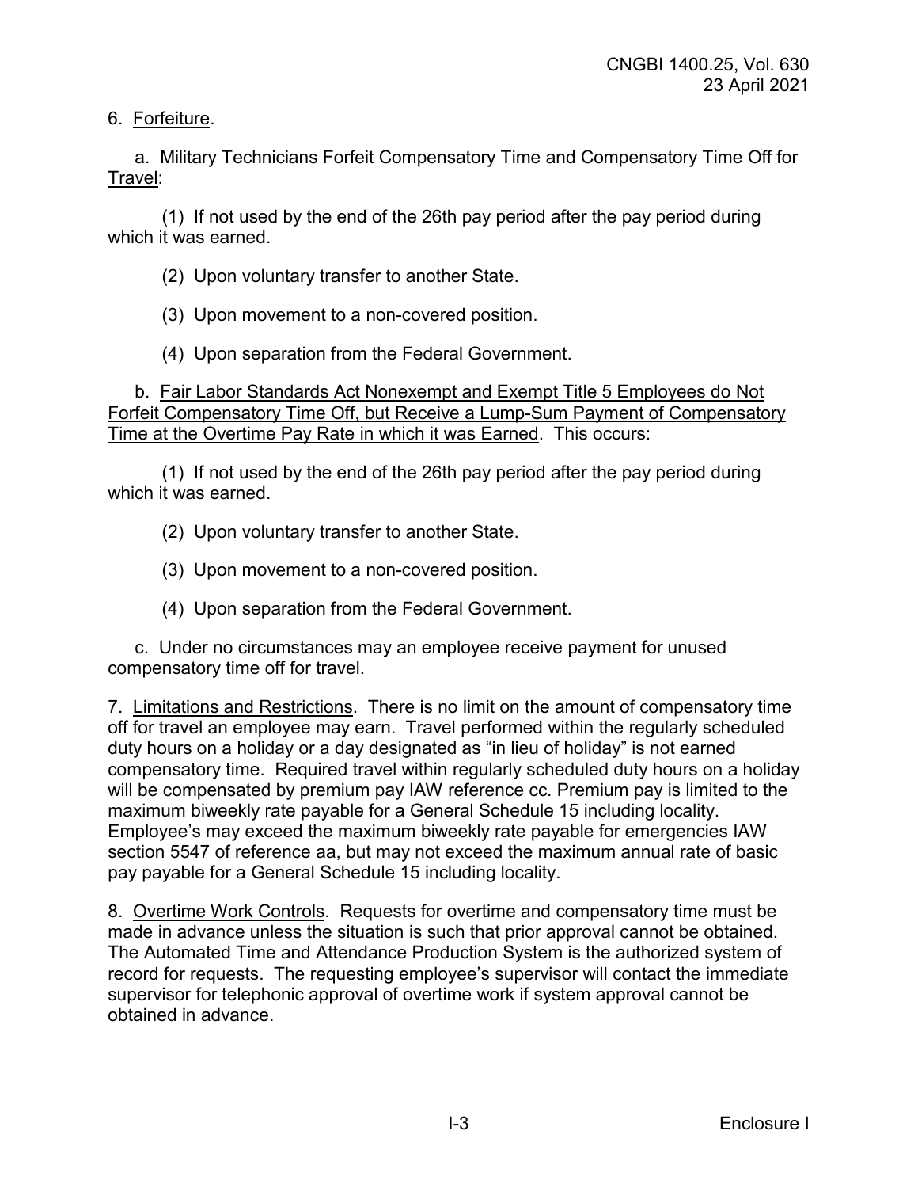6. <u>Forfeiture</u>.

a. <u>Military Technicians Forfeit Compensatory Time and Compensatory Time Off for Travel</u>:

(1) If not used by the end of the 26th pay period after the pay period during which it was earned.

(2) Upon voluntary transfer to another State.

(3) Upon movement to a non-covered position.

(4) Upon separation from the Federal Government.

b. <u>Fair Labor Standards Act Nonexempt and Exempt Title 5 Employees do Not Forfeit Compensatory Time Off, but Receive a Lump-Sum Payment of Compensatory Time at the Overtime Pay Rate in which it was Earned</u>. This occurs:

(1) If not used by the end of the 26th pay period after the pay period during which it was earned.

(2) Upon voluntary transfer to another State.

(3) Upon movement to a non-covered position.

(4) Upon separation from the Federal Government.

c. Under no circumstances may an employee receive payment for unused compensatory time off for travel.

7. <u>Limitations and Restrictions</u>. There is no limit on the amount of compensatory time off for travel an employee may earn. Travel performed within the regularly scheduled duty hours on a holiday or a day designated as "in lieu of holiday" is not earned compensatory time. Required travel within regularly scheduled duty hours on a holiday will be compensated by premium pay IAW reference cc. Premium pay is limited to the maximum biweekly rate payable for a General Schedule 15 including locality. Employee's may exceed the maximum biweekly rate payable for emergencies IAW section 5547 of reference aa, but may not exceed the maximum annual rate of basic pay payable for a General Schedule 15 including locality.

8. <u>Overtime Work Controls</u>. Requests for overtime and compensatory time must be made in advance unless the situation is such that prior approval cannot be obtained. The Automated Time and Attendance Production System is the authorized system of record for requests. The requesting employee's supervisor will contact the immediate supervisor for telephonic approval of overtime work if system approval cannot be obtained in advance.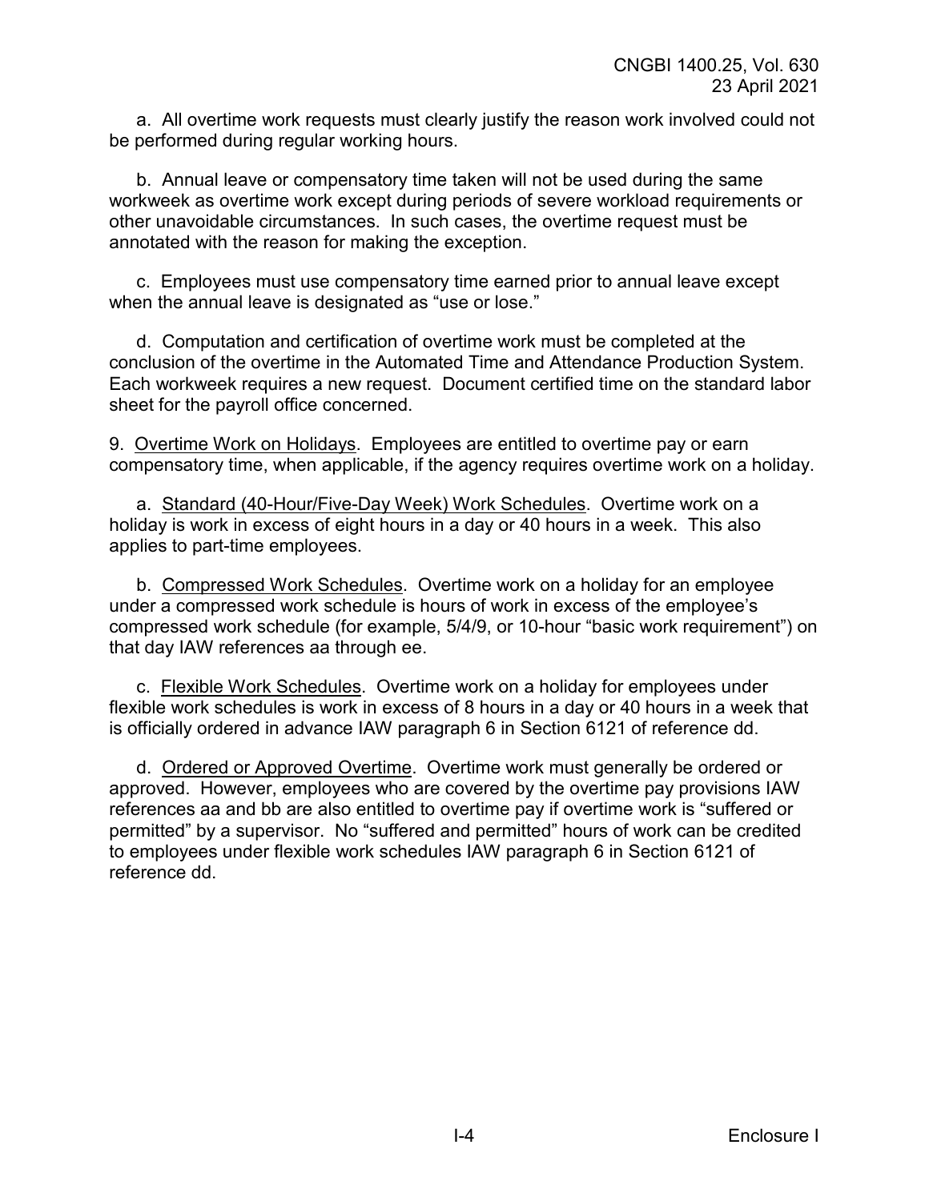a. All overtime work requests must clearly justify the reason work involved could not be performed during regular working hours.

b. Annual leave or compensatory time taken will not be used during the same workweek as overtime work except during periods of severe workload requirements or other unavoidable circumstances. In such cases, the overtime request must be annotated with the reason for making the exception.

c. Employees must use compensatory time earned prior to annual leave except when the annual leave is designated as "use or lose."

d. Computation and certification of overtime work must be completed at the conclusion of the overtime in the Automated Time and Attendance Production System. Each workweek requires a new request. Document certified time on the standard labor sheet for the payroll office concerned.

9. <u>Overtime Work on Holidays</u>. Employees are entitled to overtime pay or earn compensatory time, when applicable, if the agency requires overtime work on a holiday.

a. <u>Standard (40-Hour/Five-Day Week) Work Schedules</u>. Overtime work on a holiday is work in excess of eight hours in a day or 40 hours in a week. This also applies to part-time employees.

b. <u>Compressed Work Schedules</u>. Overtime work on a holiday for an employee under a compressed work schedule is hours of work in excess of the employee's compressed work schedule (for example, 5/4/9, or 10-hour "basic work requirement") on that day IAW references aa through ee.

c. <u>Flexible Work Schedules</u>. Overtime work on a holiday for employees under flexible work schedules is work in excess of 8 hours in a day or 40 hours in a week that is officially ordered in advance IAW paragraph 6 in Section 6121 of reference dd.

d. <u>Ordered or Approved Overtime</u>. Overtime work must generally be ordered or approved. However, employees who are covered by the overtime pay provisions IAW references aa and bb are also entitled to overtime pay if overtime work is "suffered or permitted" by a supervisor. No "suffered and permitted" hours of work can be credited to employees under flexible work schedules IAW paragraph 6 in Section 6121 of reference dd.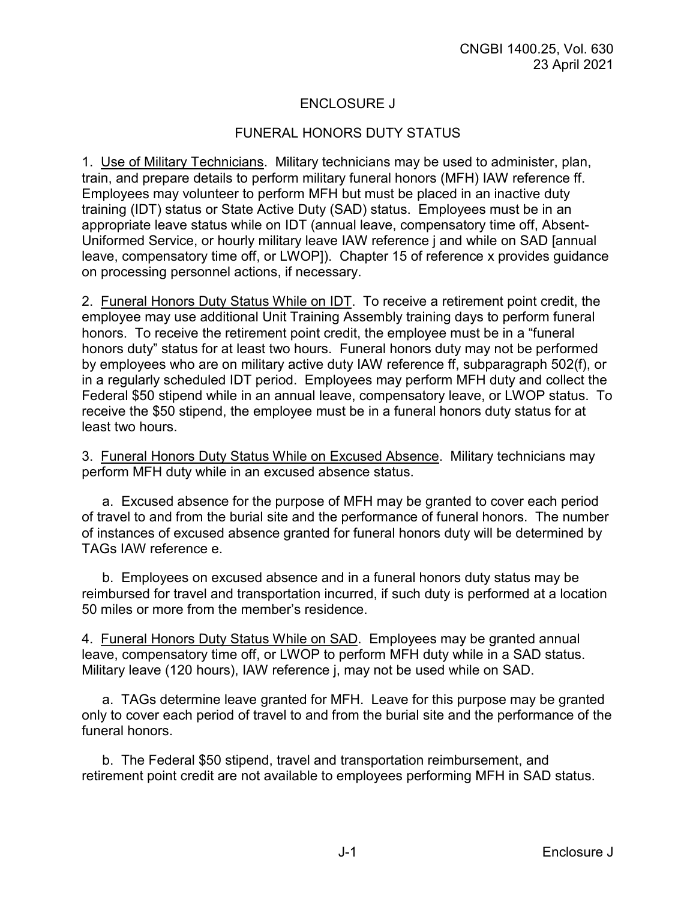# ENCLOSURE J

## FUNERAL HONORS DUTY STATUS

1. Use of Military Technicians. Military technicians may be used to administer, plan, train, and prepare details to perform military funeral honors (MFH) IAW reference ff. Employees may volunteer to perform MFH but must be placed in an inactive duty training (IDT) status or State Active Duty (SAD) status. Employees must be in an appropriate leave status while on IDT (annual leave, compensatory time off, Absent-Uniformed Service, or hourly military leave IAW reference j and while on SAD [annual leave, compensatory time off, or LWOP]). Chapter 15 of reference x provides guidance on processing personnel actions, if necessary.

2. Funeral Honors Duty Status While on IDT. To receive a retirement point credit, the employee may use additional Unit Training Assembly training days to perform funeral honors. To receive the retirement point credit, the employee must be in a "funeral honors duty" status for at least two hours. Funeral honors duty may not be performed by employees who are on military active duty IAW reference ff, subparagraph 502(f), or in a regularly scheduled IDT period. Employees may perform MFH duty and collect the Federal $50 stipend while in an annual leave, compensatory leave, or LWOP status. To receive the $50 stipend, the employee must be in a funeral honors duty status for at least two hours.

3. Funeral Honors Duty Status While on Excused Absence. Military technicians may perform MFH duty while in an excused absence status.

a. Excused absence for the purpose of MFH may be granted to cover each period of travel to and from the burial site and the performance of funeral honors. The number of instances of excused absence granted for funeral honors duty will be determined by TAGs IAW reference e.

b. Employees on excused absence and in a funeral honors duty status may be reimbursed for travel and transportation incurred, if such duty is performed at a location 50 miles or more from the member's residence.

4. Funeral Honors Duty Status While on SAD. Employees may be granted annual leave, compensatory time off, or LWOP to perform MFH duty while in a SAD status. Military leave (120 hours), IAW reference j, may not be used while on SAD.

a. TAGs determine leave granted for MFH. Leave for this purpose may be granted only to cover each period of travel to and from the burial site and the performance of the funeral honors.

b. The Federal $50 stipend, travel and transportation reimbursement, and retirement point credit are not available to employees performing MFH in SAD status.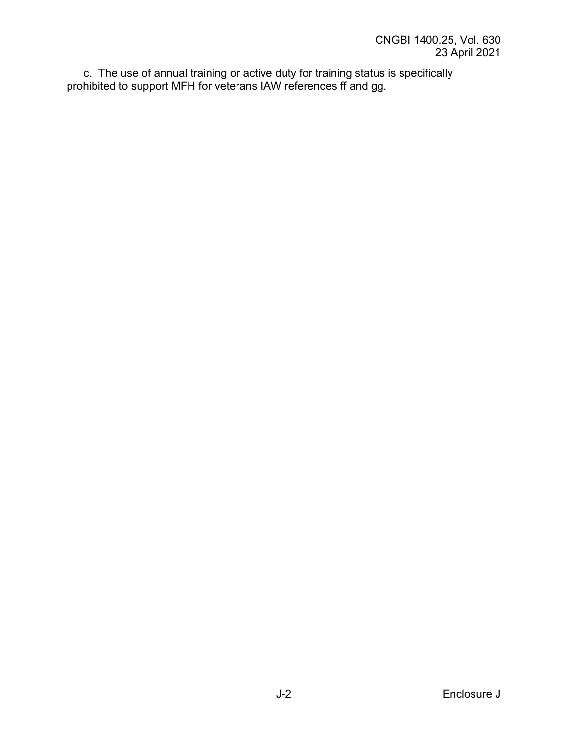c. The use of annual training or active duty for training status is specifically prohibited to support MFH for veterans IAW references ff and gg.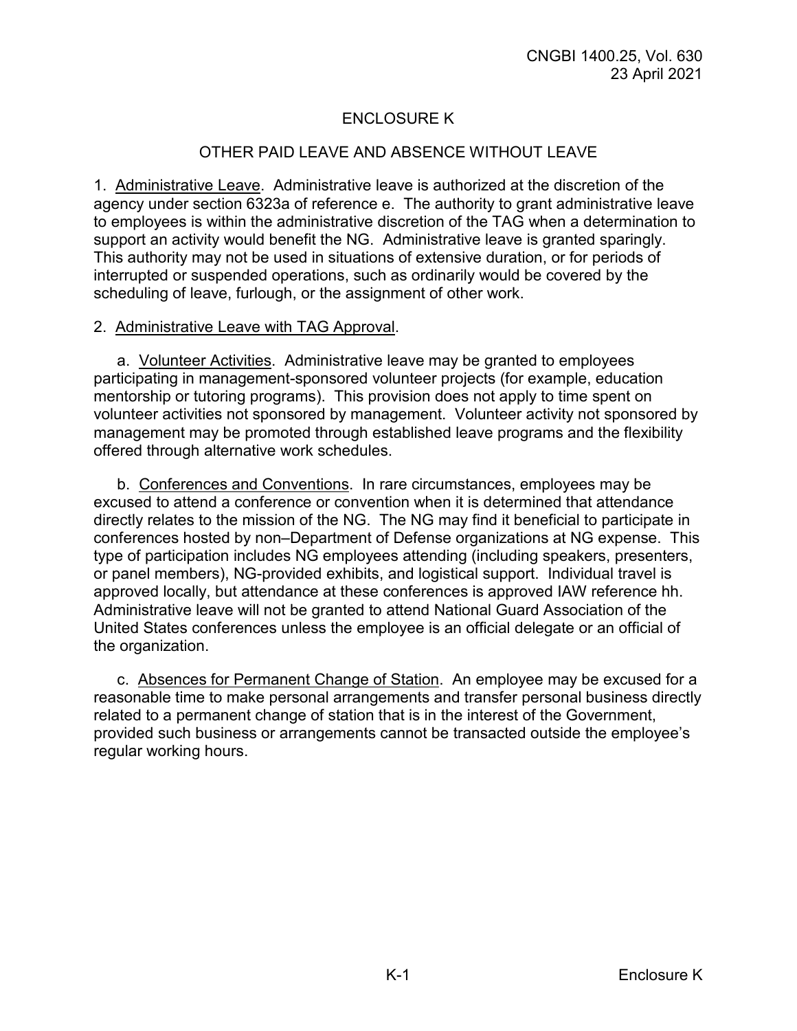# ENCLOSURE K

## OTHER PAID LEAVE AND ABSENCE WITHOUT LEAVE

1. Administrative Leave. Administrative leave is authorized at the discretion of the agency under section 6323a of reference e. The authority to grant administrative leave to employees is within the administrative discretion of the TAG when a determination to support an activity would benefit the NG. Administrative leave is granted sparingly. This authority may not be used in situations of extensive duration, or for periods of interrupted or suspended operations, such as ordinarily would be covered by the scheduling of leave, furlough, or the assignment of other work.

2. Administrative Leave with TAG Approval.

a. Volunteer Activities. Administrative leave may be granted to employees participating in management-sponsored volunteer projects (for example, education mentorship or tutoring programs). This provision does not apply to time spent on volunteer activities not sponsored by management. Volunteer activity not sponsored by management may be promoted through established leave programs and the flexibility offered through alternative work schedules.

b. Conferences and Conventions. In rare circumstances, employees may be excused to attend a conference or convention when it is determined that attendance directly relates to the mission of the NG. The NG may find it beneficial to participate in conferences hosted by non–Department of Defense organizations at NG expense. This type of participation includes NG employees attending (including speakers, presenters, or panel members), NG-provided exhibits, and logistical support. Individual travel is approved locally, but attendance at these conferences is approved IAW reference hh. Administrative leave will not be granted to attend National Guard Association of the United States conferences unless the employee is an official delegate or an official of the organization.

c. Absences for Permanent Change of Station. An employee may be excused for a reasonable time to make personal arrangements and transfer personal business directly related to a permanent change of station that is in the interest of the Government, provided such business or arrangements cannot be transacted outside the employee's regular working hours.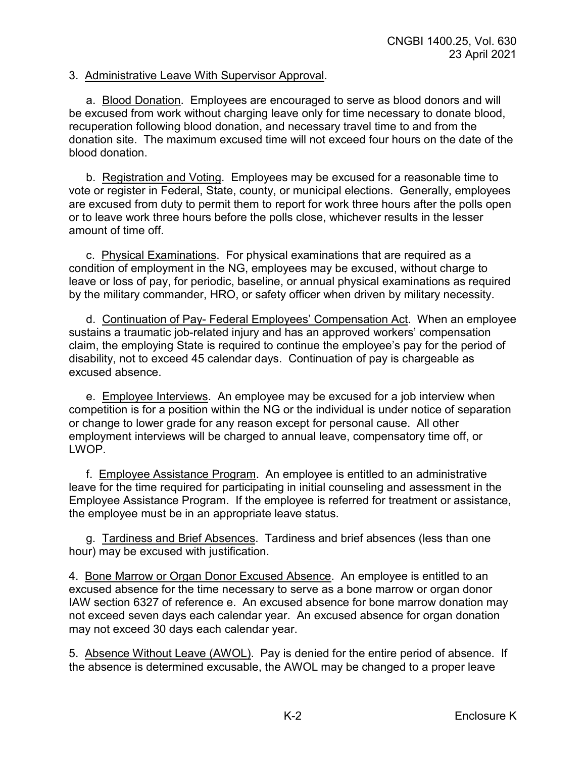3. Administrative Leave With Supervisor Approval.

a. Blood Donation. Employees are encouraged to serve as blood donors and will be excused from work without charging leave only for time necessary to donate blood, recuperation following blood donation, and necessary travel time to and from the donation site. The maximum excused time will not exceed four hours on the date of the blood donation.

b. Registration and Voting. Employees may be excused for a reasonable time to vote or register in Federal, State, county, or municipal elections. Generally, employees are excused from duty to permit them to report for work three hours after the polls open or to leave work three hours before the polls close, whichever results in the lesser amount of time off.

c. Physical Examinations. For physical examinations that are required as a condition of employment in the NG, employees may be excused, without charge to leave or loss of pay, for periodic, baseline, or annual physical examinations as required by the military commander, HRO, or safety officer when driven by military necessity.

d. Continuation of Pay- Federal Employees' Compensation Act. When an employee sustains a traumatic job-related injury and has an approved workers' compensation claim, the employing State is required to continue the employee's pay for the period of disability, not to exceed 45 calendar days. Continuation of pay is chargeable as excused absence.

e. Employee Interviews. An employee may be excused for a job interview when competition is for a position within the NG or the individual is under notice of separation or change to lower grade for any reason except for personal cause. All other employment interviews will be charged to annual leave, compensatory time off, or LWOP.

f. Employee Assistance Program. An employee is entitled to an administrative leave for the time required for participating in initial counseling and assessment in the Employee Assistance Program. If the employee is referred for treatment or assistance, the employee must be in an appropriate leave status.

g. Tardiness and Brief Absences. Tardiness and brief absences (less than one hour) may be excused with justification.

4. Bone Marrow or Organ Donor Excused Absence. An employee is entitled to an excused absence for the time necessary to serve as a bone marrow or organ donor IAW section 6327 of reference e. An excused absence for bone marrow donation may not exceed seven days each calendar year. An excused absence for organ donation may not exceed 30 days each calendar year.

5. Absence Without Leave (AWOL). Pay is denied for the entire period of absence. If the absence is determined excusable, the AWOL may be changed to a proper leave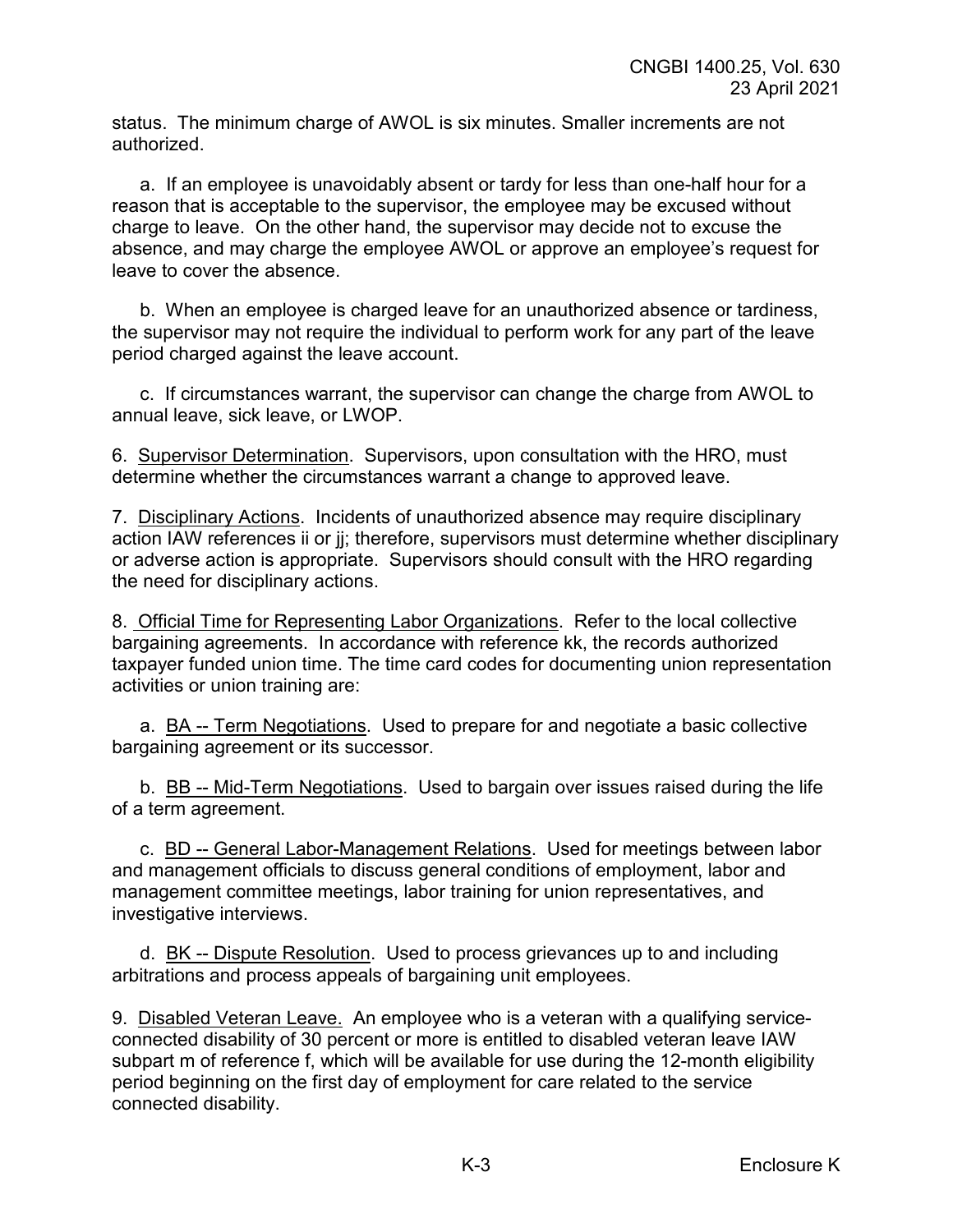status. The minimum charge of AWOL is six minutes. Smaller increments are not authorized.

a. If an employee is unavoidably absent or tardy for less than one-half hour for a reason that is acceptable to the supervisor, the employee may be excused without charge to leave. On the other hand, the supervisor may decide not to excuse the absence, and may charge the employee AWOL or approve an employee's request for leave to cover the absence.

b. When an employee is charged leave for an unauthorized absence or tardiness, the supervisor may not require the individual to perform work for any part of the leave period charged against the leave account.

c. If circumstances warrant, the supervisor can change the charge from AWOL to annual leave, sick leave, or LWOP.

6. Supervisor Determination. Supervisors, upon consultation with the HRO, must determine whether the circumstances warrant a change to approved leave.

7. Disciplinary Actions. Incidents of unauthorized absence may require disciplinary action IAW references ii or jj; therefore, supervisors must determine whether disciplinary or adverse action is appropriate. Supervisors should consult with the HRO regarding the need for disciplinary actions.

8. Official Time for Representing Labor Organizations. Refer to the local collective bargaining agreements. In accordance with reference kk, the records authorized taxpayer funded union time. The time card codes for documenting union representation activities or union training are:

a. BA -- Term Negotiations. Used to prepare for and negotiate a basic collective bargaining agreement or its successor.

b. BB -- Mid-Term Negotiations. Used to bargain over issues raised during the life of a term agreement.

c. BD -- General Labor-Management Relations. Used for meetings between labor and management officials to discuss general conditions of employment, labor and management committee meetings, labor training for union representatives, and investigative interviews.

d. BK -- Dispute Resolution. Used to process grievances up to and including arbitrations and process appeals of bargaining unit employees.

9. Disabled Veteran Leave. An employee who is a veteran with a qualifying service-connected disability of 30 percent or more is entitled to disabled veteran leave IAW subpart m of reference f, which will be available for use during the 12-month eligibility period beginning on the first day of employment for care related to the service connected disability.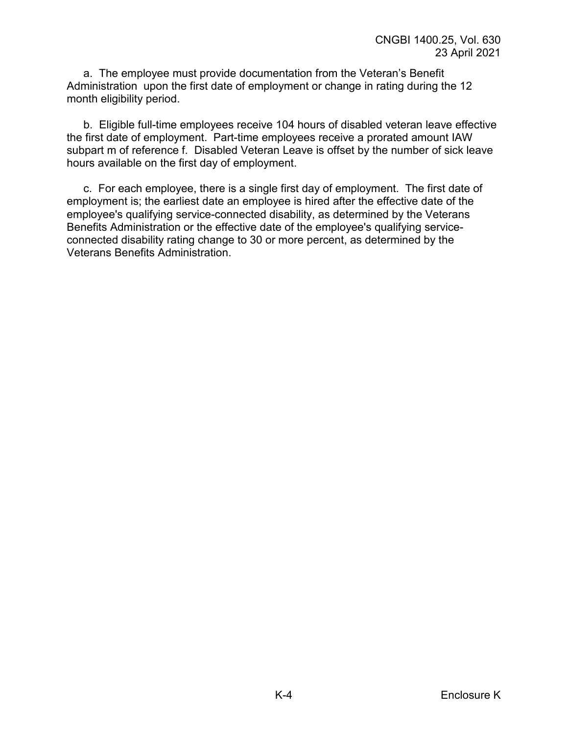a. The employee must provide documentation from the Veteran's Benefit Administration upon the first date of employment or change in rating during the 12 month eligibility period.

b. Eligible full-time employees receive 104 hours of disabled veteran leave effective the first date of employment. Part-time employees receive a prorated amount IAW subpart m of reference f. Disabled Veteran Leave is offset by the number of sick leave hours available on the first day of employment.

c. For each employee, there is a single first day of employment. The first date of employment is; the earliest date an employee is hired after the effective date of the employee's qualifying service-connected disability, as determined by the Veterans Benefits Administration or the effective date of the employee's qualifying service-connected disability rating change to 30 or more percent, as determined by the Veterans Benefits Administration.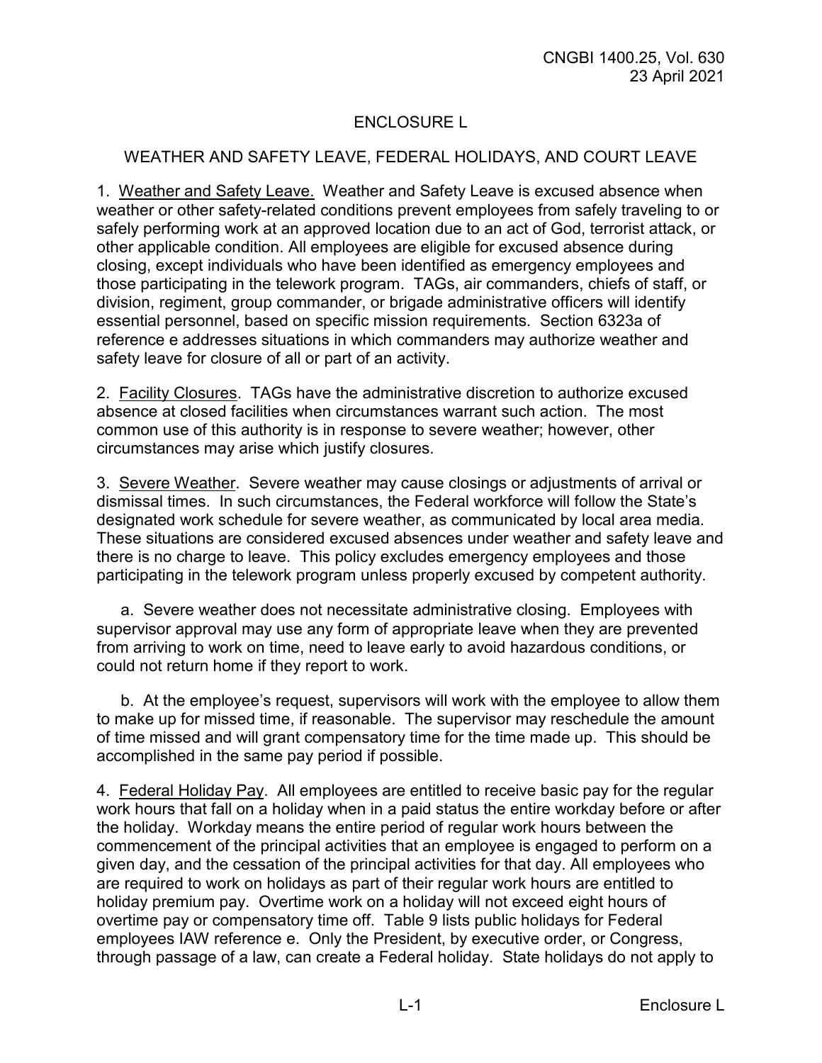## ENCLOSURE L

## WEATHER AND SAFETY LEAVE, FEDERAL HOLIDAYS, AND COURT LEAVE

1. Weather and Safety Leave. Weather and Safety Leave is excused absence when weather or other safety-related conditions prevent employees from safely traveling to or safely performing work at an approved location due to an act of God, terrorist attack, or other applicable condition. All employees are eligible for excused absence during closing, except individuals who have been identified as emergency employees and those participating in the telework program. TAGs, air commanders, chiefs of staff, or division, regiment, group commander, or brigade administrative officers will identify essential personnel, based on specific mission requirements. Section 6323a of reference e addresses situations in which commanders may authorize weather and safety leave for closure of all or part of an activity.

2. Facility Closures. TAGs have the administrative discretion to authorize excused absence at closed facilities when circumstances warrant such action. The most common use of this authority is in response to severe weather; however, other circumstances may arise which justify closures.

3. Severe Weather. Severe weather may cause closings or adjustments of arrival or dismissal times. In such circumstances, the Federal workforce will follow the State's designated work schedule for severe weather, as communicated by local area media. These situations are considered excused absences under weather and safety leave and there is no charge to leave. This policy excludes emergency employees and those participating in the telework program unless properly excused by competent authority.

a. Severe weather does not necessitate administrative closing. Employees with supervisor approval may use any form of appropriate leave when they are prevented from arriving to work on time, need to leave early to avoid hazardous conditions, or could not return home if they report to work.

b. At the employee's request, supervisors will work with the employee to allow them to make up for missed time, if reasonable. The supervisor may reschedule the amount of time missed and will grant compensatory time for the time made up. This should be accomplished in the same pay period if possible.

4. Federal Holiday Pay. All employees are entitled to receive basic pay for the regular work hours that fall on a holiday when in a paid status the entire workday before or after the holiday. Workday means the entire period of regular work hours between the commencement of the principal activities that an employee is engaged to perform on a given day, and the cessation of the principal activities for that day. All employees who are required to work on holidays as part of their regular work hours are entitled to holiday premium pay. Overtime work on a holiday will not exceed eight hours of overtime pay or compensatory time off. Table 9 lists public holidays for Federal employees IAW reference e. Only the President, by executive order, or Congress, through passage of a law, can create a Federal holiday. State holidays do not apply to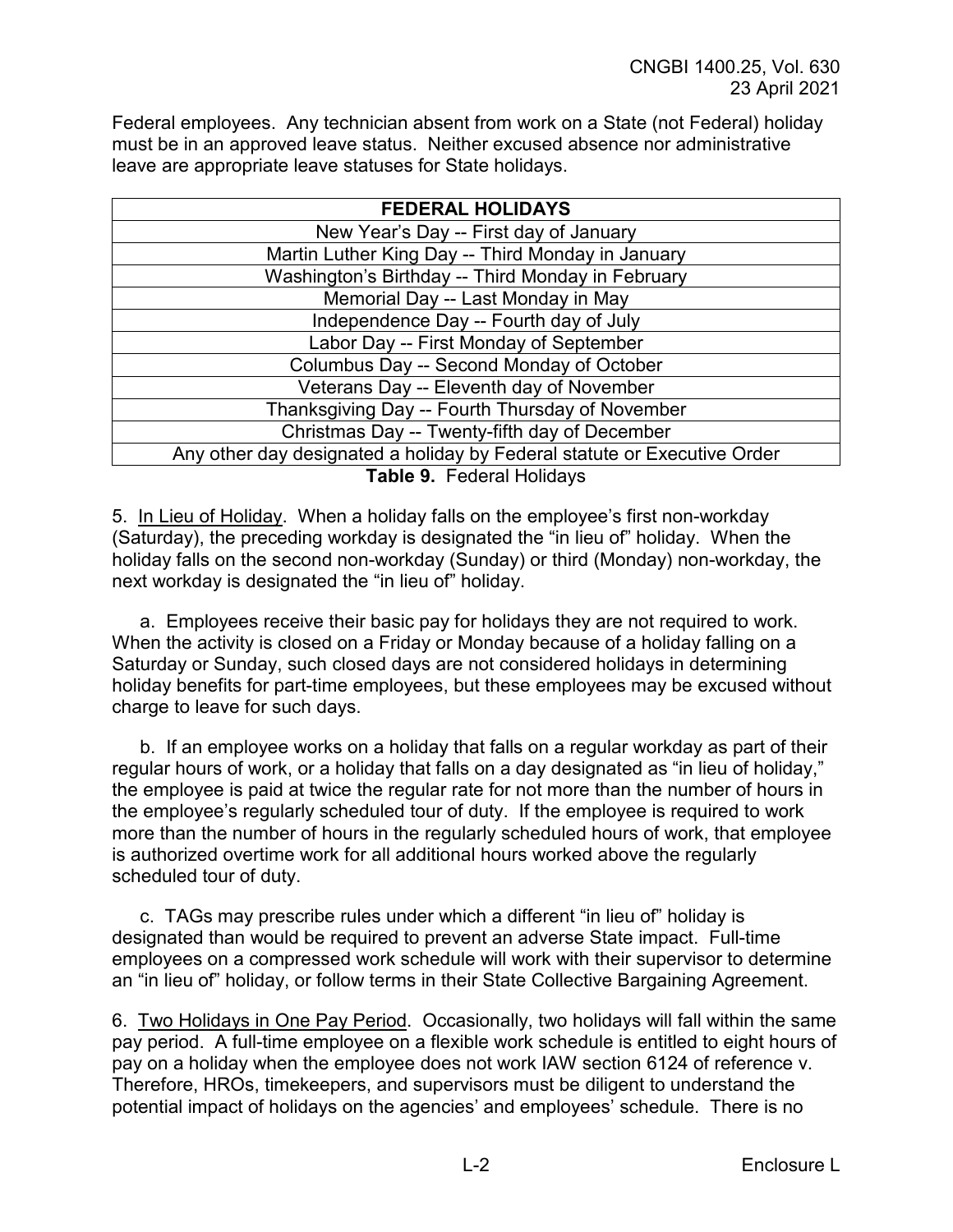Federal employees. Any technician absent from work on a State (not Federal) holiday must be in an approved leave status. Neither excused absence nor administrative leave are appropriate leave statuses for State holidays.

| FEDERAL HOLIDAYS |
|---|
| New Year's Day -- First day of January |
| Martin Luther King Day -- Third Monday in January |
| Washington's Birthday -- Third Monday in February |
| Memorial Day -- Last Monday in May |
| Independence Day -- Fourth day of July |
| Labor Day -- First Monday of September |
| Columbus Day -- Second Monday of October |
| Veterans Day -- Eleventh day of November |
| Thanksgiving Day -- Fourth Thursday of November |
| Christmas Day -- Twenty-fifth day of December |
| Any other day designated a holiday by Federal statute or Executive Order |

**Table 9.** Federal Holidays

5. In Lieu of Holiday. When a holiday falls on the employee's first non-workday (Saturday), the preceding workday is designated the "in lieu of" holiday. When the holiday falls on the second non-workday (Sunday) or third (Monday) non-workday, the next workday is designated the "in lieu of" holiday.

a. Employees receive their basic pay for holidays they are not required to work. When the activity is closed on a Friday or Monday because of a holiday falling on a Saturday or Sunday, such closed days are not considered holidays in determining holiday benefits for part-time employees, but these employees may be excused without charge to leave for such days.

b. If an employee works on a holiday that falls on a regular workday as part of their regular hours of work, or a holiday that falls on a day designated as "in lieu of holiday," the employee is paid at twice the regular rate for not more than the number of hours in the employee's regularly scheduled tour of duty. If the employee is required to work more than the number of hours in the regularly scheduled hours of work, that employee is authorized overtime work for all additional hours worked above the regularly scheduled tour of duty.

c. TAGs may prescribe rules under which a different "in lieu of" holiday is designated than would be required to prevent an adverse State impact. Full-time employees on a compressed work schedule will work with their supervisor to determine an "in lieu of" holiday, or follow terms in their State Collective Bargaining Agreement.

6. Two Holidays in One Pay Period. Occasionally, two holidays will fall within the same pay period. A full-time employee on a flexible work schedule is entitled to eight hours of pay on a holiday when the employee does not work IAW section 6124 of reference v. Therefore, HROs, timekeepers, and supervisors must be diligent to understand the potential impact of holidays on the agencies' and employees' schedule. There is no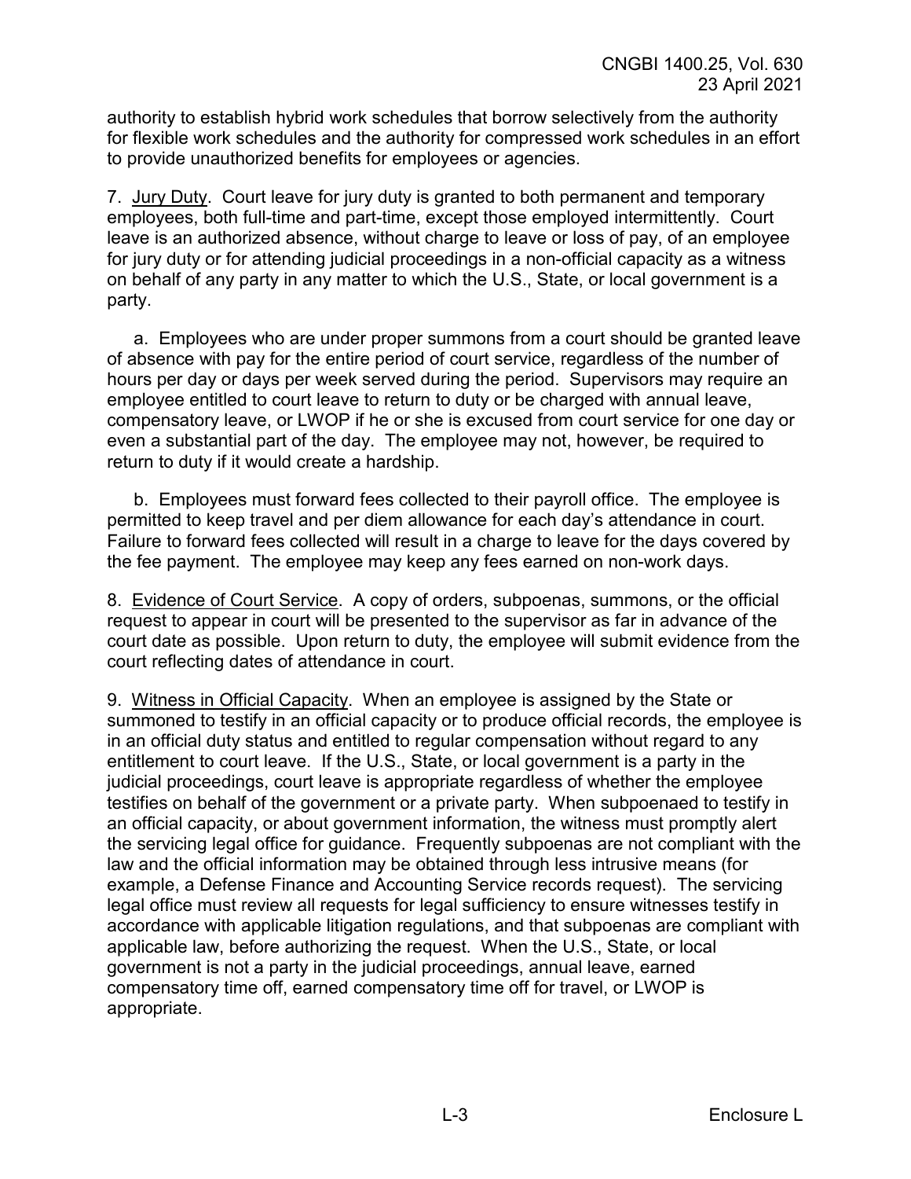authority to establish hybrid work schedules that borrow selectively from the authority for flexible work schedules and the authority for compressed work schedules in an effort to provide unauthorized benefits for employees or agencies.

7. Jury Duty. Court leave for jury duty is granted to both permanent and temporary employees, both full-time and part-time, except those employed intermittently. Court leave is an authorized absence, without charge to leave or loss of pay, of an employee for jury duty or for attending judicial proceedings in a non-official capacity as a witness on behalf of any party in any matter to which the U.S., State, or local government is a party.

a. Employees who are under proper summons from a court should be granted leave of absence with pay for the entire period of court service, regardless of the number of hours per day or days per week served during the period. Supervisors may require an employee entitled to court leave to return to duty or be charged with annual leave, compensatory leave, or LWOP if he or she is excused from court service for one day or even a substantial part of the day. The employee may not, however, be required to return to duty if it would create a hardship.

b. Employees must forward fees collected to their payroll office. The employee is permitted to keep travel and per diem allowance for each day's attendance in court. Failure to forward fees collected will result in a charge to leave for the days covered by the fee payment. The employee may keep any fees earned on non-work days.

8. Evidence of Court Service. A copy of orders, subpoenas, summons, or the official request to appear in court will be presented to the supervisor as far in advance of the court date as possible. Upon return to duty, the employee will submit evidence from the court reflecting dates of attendance in court.

9. Witness in Official Capacity. When an employee is assigned by the State or summoned to testify in an official capacity or to produce official records, the employee is in an official duty status and entitled to regular compensation without regard to any entitlement to court leave. If the U.S., State, or local government is a party in the judicial proceedings, court leave is appropriate regardless of whether the employee testifies on behalf of the government or a private party. When subpoenaed to testify in an official capacity, or about government information, the witness must promptly alert the servicing legal office for guidance. Frequently subpoenas are not compliant with the law and the official information may be obtained through less intrusive means (for example, a Defense Finance and Accounting Service records request). The servicing legal office must review all requests for legal sufficiency to ensure witnesses testify in accordance with applicable litigation regulations, and that subpoenas are compliant with applicable law, before authorizing the request. When the U.S., State, or local government is not a party in the judicial proceedings, annual leave, earned compensatory time off, earned compensatory time off for travel, or LWOP is appropriate.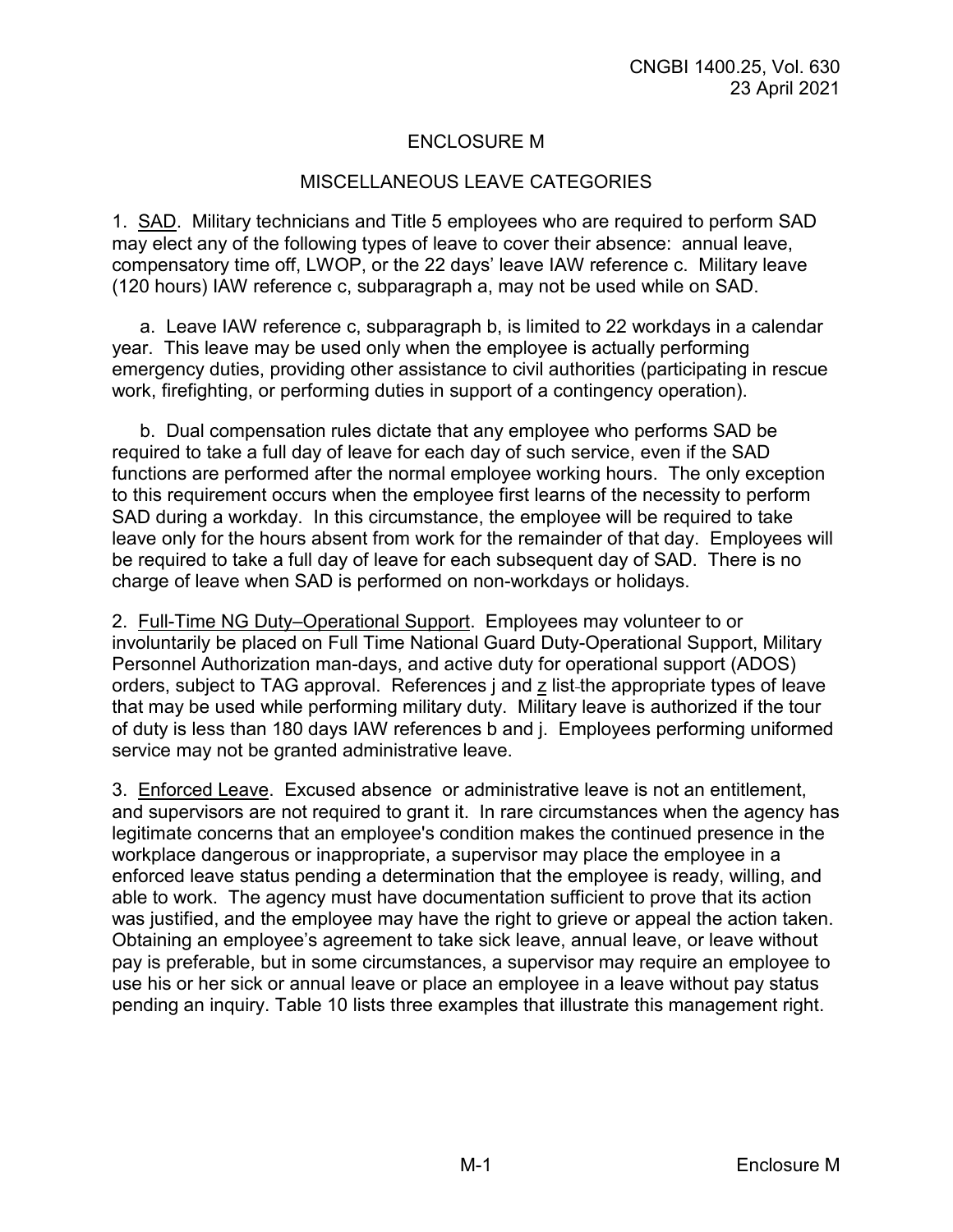# ENCLOSURE M

## MISCELLANEOUS LEAVE CATEGORIES

1. <u>SAD</u>. Military technicians and Title 5 employees who are required to perform SAD may elect any of the following types of leave to cover their absence: annual leave, compensatory time off, LWOP, or the 22 days' leave IAW reference c. Military leave (120 hours) IAW reference c, subparagraph a, may not be used while on SAD.

   a. Leave IAW reference c, subparagraph b, is limited to 22 workdays in a calendar year. This leave may be used only when the employee is actually performing emergency duties, providing other assistance to civil authorities (participating in rescue work, firefighting, or performing duties in support of a contingency operation).

   b. Dual compensation rules dictate that any employee who performs SAD be required to take a full day of leave for each day of such service, even if the SAD functions are performed after the normal employee working hours. The only exception to this requirement occurs when the employee first learns of the necessity to perform SAD during a workday. In this circumstance, the employee will be required to take leave only for the hours absent from work for the remainder of that day. Employees will be required to take a full day of leave for each subsequent day of SAD. There is no charge of leave when SAD is performed on non-workdays or holidays.

2. <u>Full-Time NG Duty–Operational Support</u>. Employees may volunteer to or involuntarily be placed on Full Time National Guard Duty-Operational Support, Military Personnel Authorization man-days, and active duty for operational support (ADOS) orders, subject to TAG approval. References j and <u>z</u> list the appropriate types of leave that may be used while performing military duty. Military leave is authorized if the tour of duty is less than 180 days IAW references b and j. Employees performing uniformed service may not be granted administrative leave.

3. <u>Enforced Leave</u>. Excused absence or administrative leave is not an entitlement, and supervisors are not required to grant it. In rare circumstances when the agency has legitimate concerns that an employee's condition makes the continued presence in the workplace dangerous or inappropriate, a supervisor may place the employee in a enforced leave status pending a determination that the employee is ready, willing, and able to work. The agency must have documentation sufficient to prove that its action was justified, and the employee may have the right to grieve or appeal the action taken. Obtaining an employee's agreement to take sick leave, annual leave, or leave without pay is preferable, but in some circumstances, a supervisor may require an employee to use his or her sick or annual leave or place an employee in a leave without pay status pending an inquiry. Table 10 lists three examples that illustrate this management right.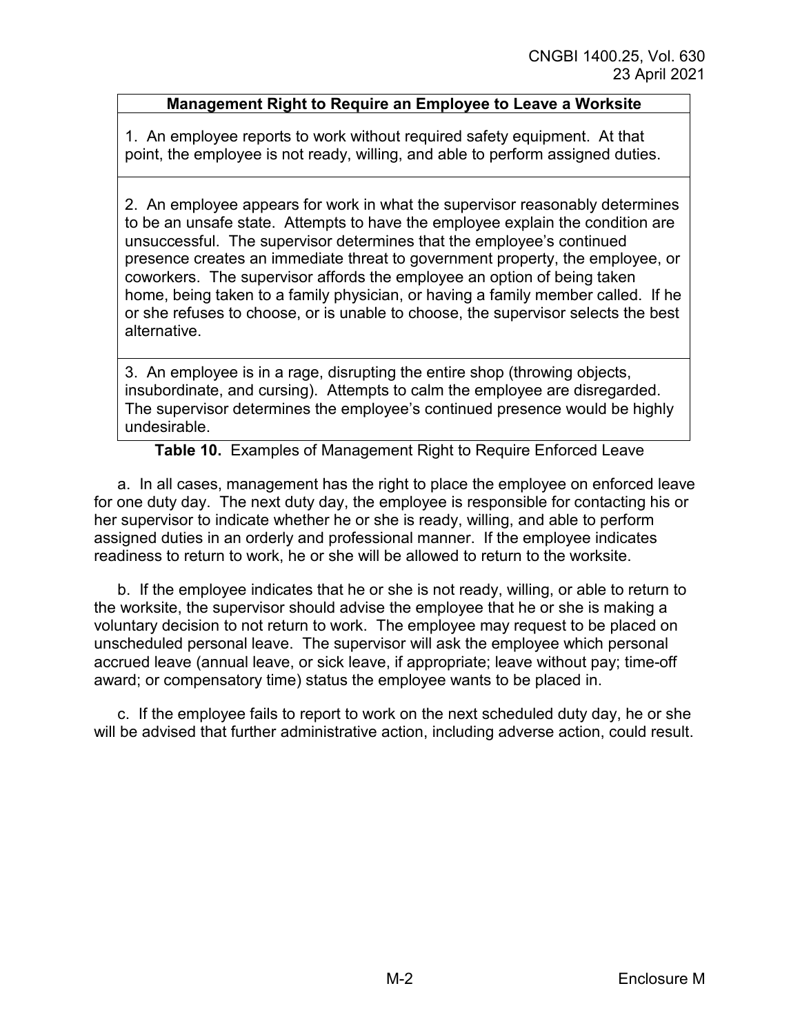| Management Right to Require an Employee to Leave a Worksite |
| --- |
| 1. An employee reports to work without required safety equipment. At that point, the employee is not ready, willing, and able to perform assigned duties. |
| 2. An employee appears for work in what the supervisor reasonably determines to be an unsafe state. Attempts to have the employee explain the condition are unsuccessful. The supervisor determines that the employee's continued presence creates an immediate threat to government property, the employee, or coworkers. The supervisor affords the employee an option of being taken home, being taken to a family physician, or having a family member called. If he or she refuses to choose, or is unable to choose, the supervisor selects the best alternative. |
| 3. An employee is in a rage, disrupting the entire shop (throwing objects, insubordinate, and cursing). Attempts to calm the employee are disregarded. The supervisor determines the employee's continued presence would be highly undesirable. |

**Table 10.** Examples of Management Right to Require Enforced Leave

a. In all cases, management has the right to place the employee on enforced leave for one duty day. The next duty day, the employee is responsible for contacting his or her supervisor to indicate whether he or she is ready, willing, and able to perform assigned duties in an orderly and professional manner. If the employee indicates readiness to return to work, he or she will be allowed to return to the worksite.

b. If the employee indicates that he or she is not ready, willing, or able to return to the worksite, the supervisor should advise the employee that he or she is making a voluntary decision to not return to work. The employee may request to be placed on unscheduled personal leave. The supervisor will ask the employee which personal accrued leave (annual leave, or sick leave, if appropriate; leave without pay; time-off award; or compensatory time) status the employee wants to be placed in.

c. If the employee fails to report to work on the next scheduled duty day, he or she will be advised that further administrative action, including adverse action, could result.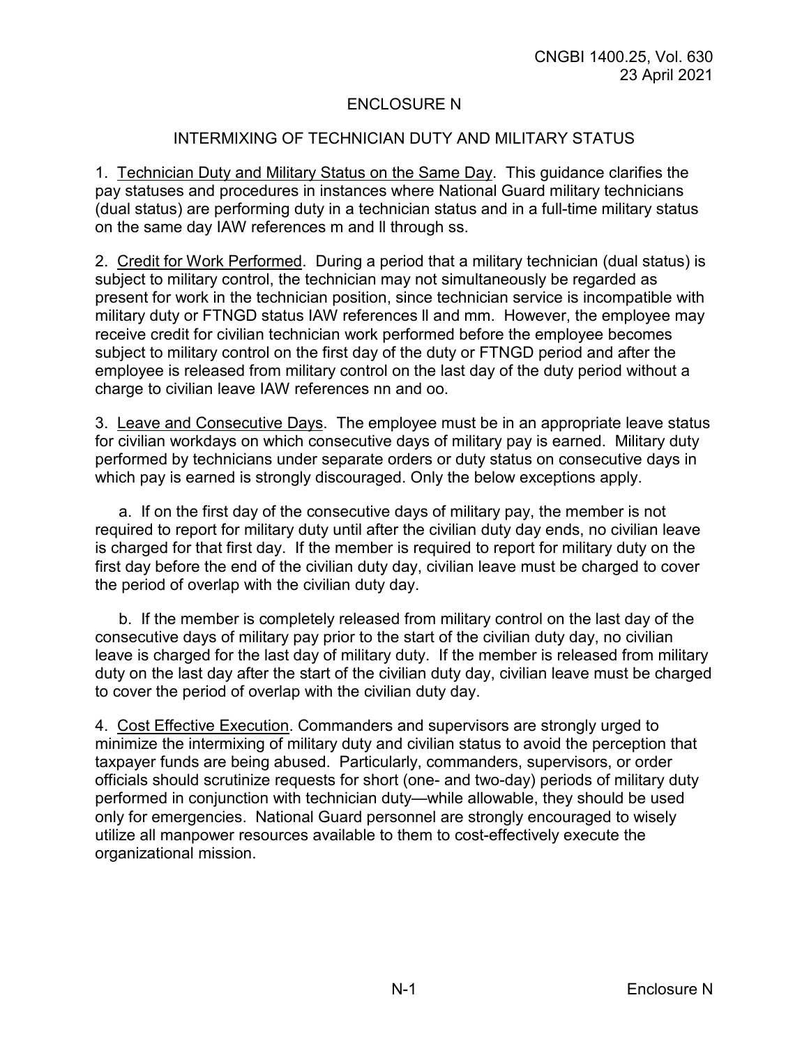# ENCLOSURE N

## INTERMIXING OF TECHNICIAN DUTY AND MILITARY STATUS

1. Technician Duty and Military Status on the Same Day. This guidance clarifies the pay statuses and procedures in instances where National Guard military technicians (dual status) are performing duty in a technician status and in a full-time military status on the same day IAW references m and ll through ss.

2. Credit for Work Performed. During a period that a military technician (dual status) is subject to military control, the technician may not simultaneously be regarded as present for work in the technician position, since technician service is incompatible with military duty or FTNGD status IAW references ll and mm. However, the employee may receive credit for civilian technician work performed before the employee becomes subject to military control on the first day of the duty or FTNGD period and after the employee is released from military control on the last day of the duty period without a charge to civilian leave IAW references nn and oo.

3. Leave and Consecutive Days. The employee must be in an appropriate leave status for civilian workdays on which consecutive days of military pay is earned. Military duty performed by technicians under separate orders or duty status on consecutive days in which pay is earned is strongly discouraged. Only the below exceptions apply.

    a. If on the first day of the consecutive days of military pay, the member is not required to report for military duty until after the civilian duty day ends, no civilian leave is charged for that first day. If the member is required to report for military duty on the first day before the end of the civilian duty day, civilian leave must be charged to cover the period of overlap with the civilian duty day.

    b. If the member is completely released from military control on the last day of the consecutive days of military pay prior to the start of the civilian duty day, no civilian leave is charged for the last day of military duty. If the member is released from military duty on the last day after the start of the civilian duty day, civilian leave must be charged to cover the period of overlap with the civilian duty day.

4. Cost Effective Execution. Commanders and supervisors are strongly urged to minimize the intermixing of military duty and civilian status to avoid the perception that taxpayer funds are being abused. Particularly, commanders, supervisors, or order officials should scrutinize requests for short (one- and two-day) periods of military duty performed in conjunction with technician duty—while allowable, they should be used only for emergencies. National Guard personnel are strongly encouraged to wisely utilize all manpower resources available to them to cost-effectively execute the organizational mission.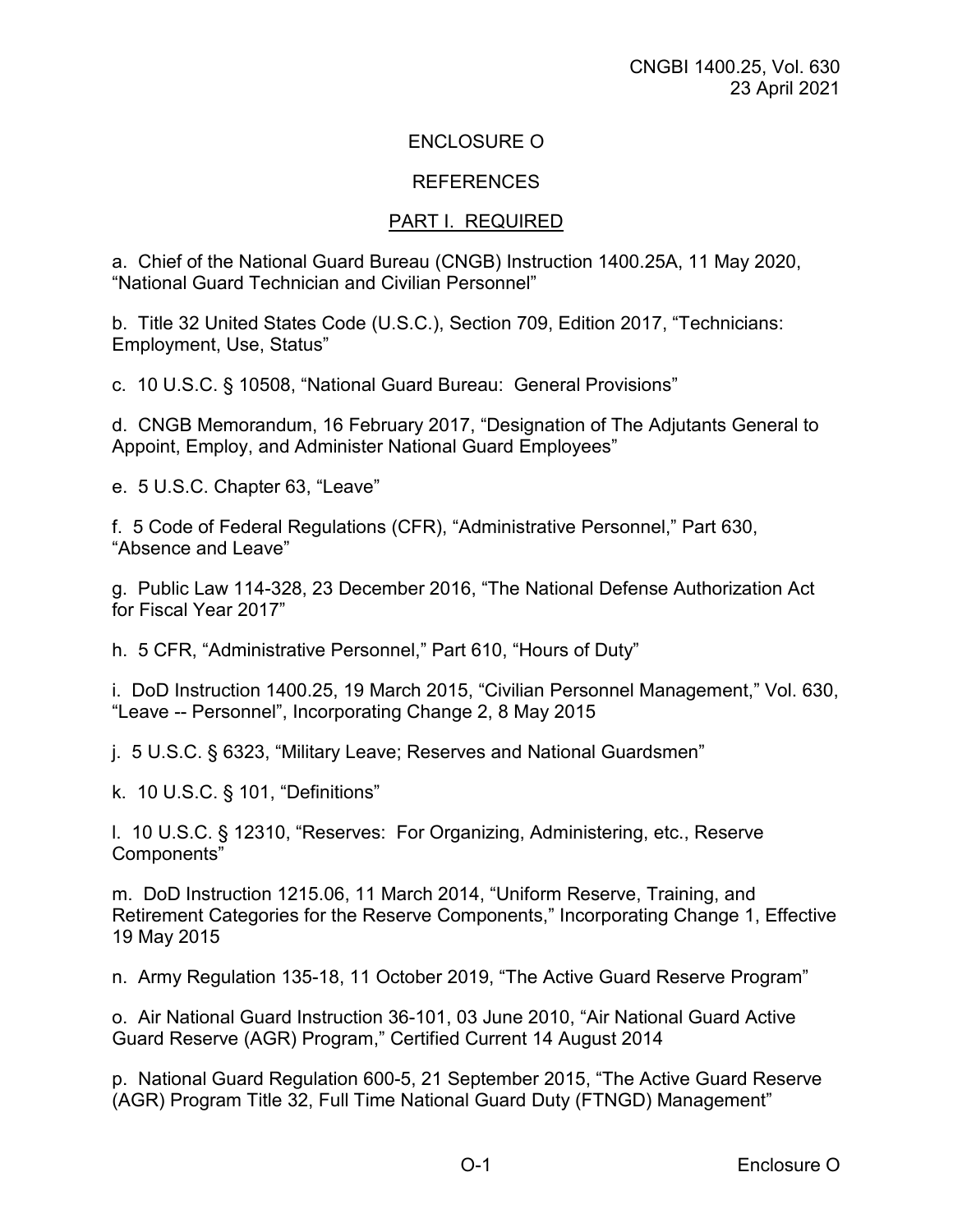# ENCLOSURE O

## REFERENCES

### PART I. REQUIRED

a. Chief of the National Guard Bureau (CNGB) Instruction 1400.25A, 11 May 2020, "National Guard Technician and Civilian Personnel"

b. Title 32 United States Code (U.S.C.), Section 709, Edition 2017, "Technicians: Employment, Use, Status"

c. 10 U.S.C. § 10508, "National Guard Bureau: General Provisions"

d. CNGB Memorandum, 16 February 2017, "Designation of The Adjutants General to Appoint, Employ, and Administer National Guard Employees"

e. 5 U.S.C. Chapter 63, "Leave"

f. 5 Code of Federal Regulations (CFR), "Administrative Personnel," Part 630, "Absence and Leave"

g. Public Law 114-328, 23 December 2016, "The National Defense Authorization Act for Fiscal Year 2017"

h. 5 CFR, "Administrative Personnel," Part 610, "Hours of Duty"

i. DoD Instruction 1400.25, 19 March 2015, "Civilian Personnel Management," Vol. 630, "Leave -- Personnel", Incorporating Change 2, 8 May 2015

j. 5 U.S.C. § 6323, "Military Leave; Reserves and National Guardsmen"

k. 10 U.S.C. § 101, "Definitions"

l. 10 U.S.C. § 12310, "Reserves: For Organizing, Administering, etc., Reserve Components"

m. DoD Instruction 1215.06, 11 March 2014, "Uniform Reserve, Training, and Retirement Categories for the Reserve Components," Incorporating Change 1, Effective 19 May 2015

n. Army Regulation 135-18, 11 October 2019, "The Active Guard Reserve Program"

o. Air National Guard Instruction 36-101, 03 June 2010, "Air National Guard Active Guard Reserve (AGR) Program," Certified Current 14 August 2014

p. National Guard Regulation 600-5, 21 September 2015, "The Active Guard Reserve (AGR) Program Title 32, Full Time National Guard Duty (FTNGD) Management"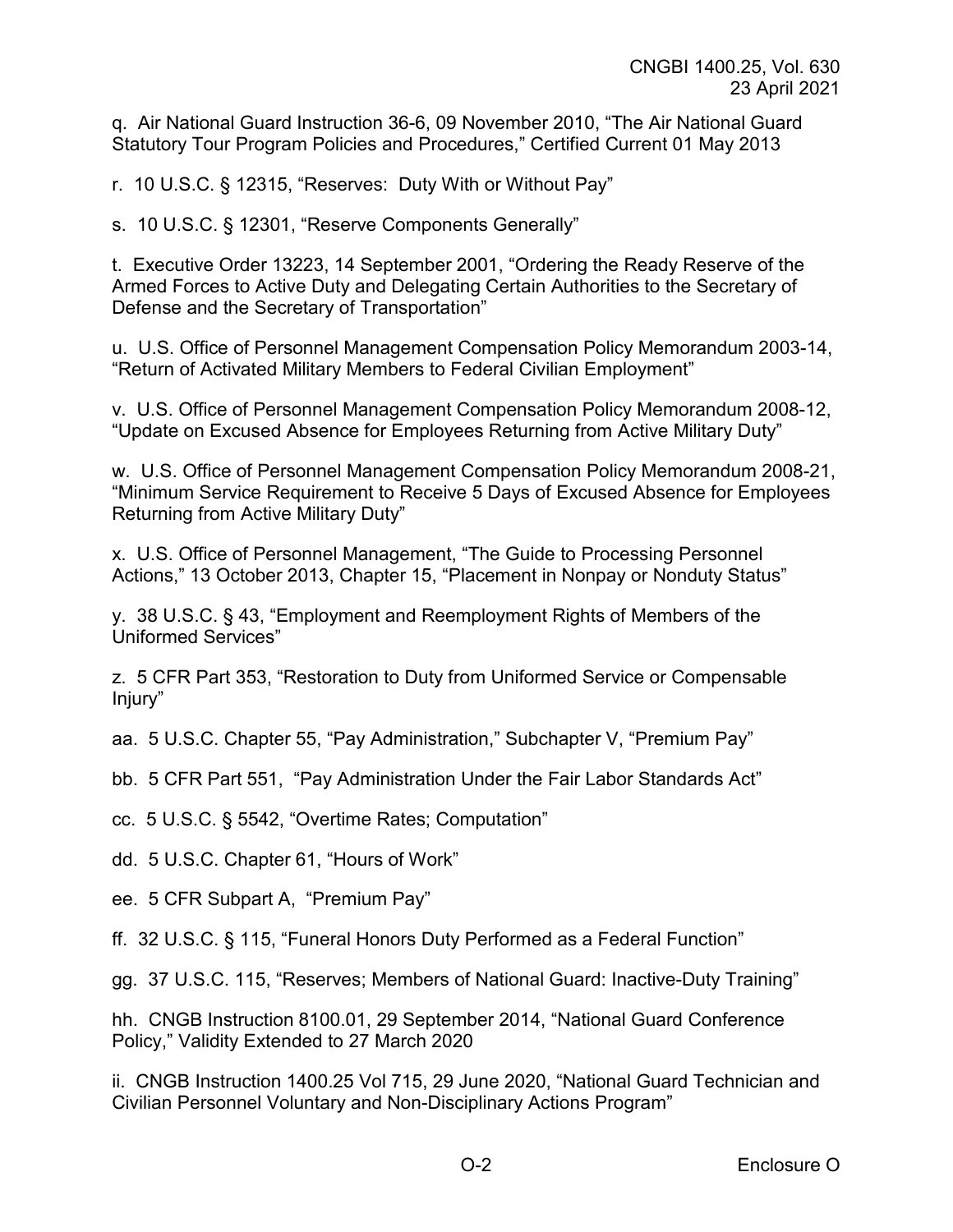q. Air National Guard Instruction 36-6, 09 November 2010, "The Air National Guard Statutory Tour Program Policies and Procedures," Certified Current 01 May 2013

r. 10 U.S.C. § 12315, "Reserves: Duty With or Without Pay"

s. 10 U.S.C. § 12301, "Reserve Components Generally"

t. Executive Order 13223, 14 September 2001, "Ordering the Ready Reserve of the Armed Forces to Active Duty and Delegating Certain Authorities to the Secretary of Defense and the Secretary of Transportation"

u. U.S. Office of Personnel Management Compensation Policy Memorandum 2003-14, "Return of Activated Military Members to Federal Civilian Employment"

v. U.S. Office of Personnel Management Compensation Policy Memorandum 2008-12, "Update on Excused Absence for Employees Returning from Active Military Duty"

w. U.S. Office of Personnel Management Compensation Policy Memorandum 2008-21, "Minimum Service Requirement to Receive 5 Days of Excused Absence for Employees Returning from Active Military Duty"

x. U.S. Office of Personnel Management, "The Guide to Processing Personnel Actions," 13 October 2013, Chapter 15, "Placement in Nonpay or Nonduty Status"

y. 38 U.S.C. § 43, "Employment and Reemployment Rights of Members of the Uniformed Services"

z. 5 CFR Part 353, "Restoration to Duty from Uniformed Service or Compensable Injury"

aa. 5 U.S.C. Chapter 55, "Pay Administration," Subchapter V, "Premium Pay"

bb. 5 CFR Part 551, "Pay Administration Under the Fair Labor Standards Act"

cc. 5 U.S.C. § 5542, "Overtime Rates; Computation"

dd. 5 U.S.C. Chapter 61, "Hours of Work"

ee. 5 CFR Subpart A, "Premium Pay"

ff. 32 U.S.C. § 115, "Funeral Honors Duty Performed as a Federal Function"

gg. 37 U.S.C. 115, "Reserves; Members of National Guard: Inactive-Duty Training"

hh. CNGB Instruction 8100.01, 29 September 2014, "National Guard Conference Policy," Validity Extended to 27 March 2020

ii. CNGB Instruction 1400.25 Vol 715, 29 June 2020, "National Guard Technician and Civilian Personnel Voluntary and Non-Disciplinary Actions Program"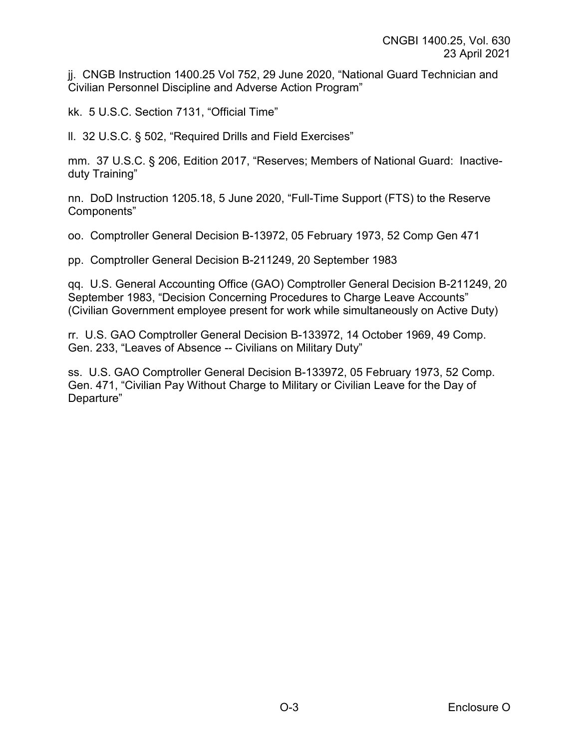jj. CNGB Instruction 1400.25 Vol 752, 29 June 2020, "National Guard Technician and Civilian Personnel Discipline and Adverse Action Program"

kk. 5 U.S.C. Section 7131, "Official Time"

ll. 32 U.S.C. § 502, "Required Drills and Field Exercises"

mm. 37 U.S.C. § 206, Edition 2017, "Reserves; Members of National Guard: Inactive-duty Training"

nn. DoD Instruction 1205.18, 5 June 2020, "Full-Time Support (FTS) to the Reserve Components"

oo. Comptroller General Decision B-13972, 05 February 1973, 52 Comp Gen 471

pp. Comptroller General Decision B-211249, 20 September 1983

qq. U.S. General Accounting Office (GAO) Comptroller General Decision B-211249, 20 September 1983, "Decision Concerning Procedures to Charge Leave Accounts" (Civilian Government employee present for work while simultaneously on Active Duty)

rr. U.S. GAO Comptroller General Decision B-133972, 14 October 1969, 49 Comp. Gen. 233, "Leaves of Absence -- Civilians on Military Duty"

ss. U.S. GAO Comptroller General Decision B-133972, 05 February 1973, 52 Comp. Gen. 471, "Civilian Pay Without Charge to Military or Civilian Leave for the Day of Departure"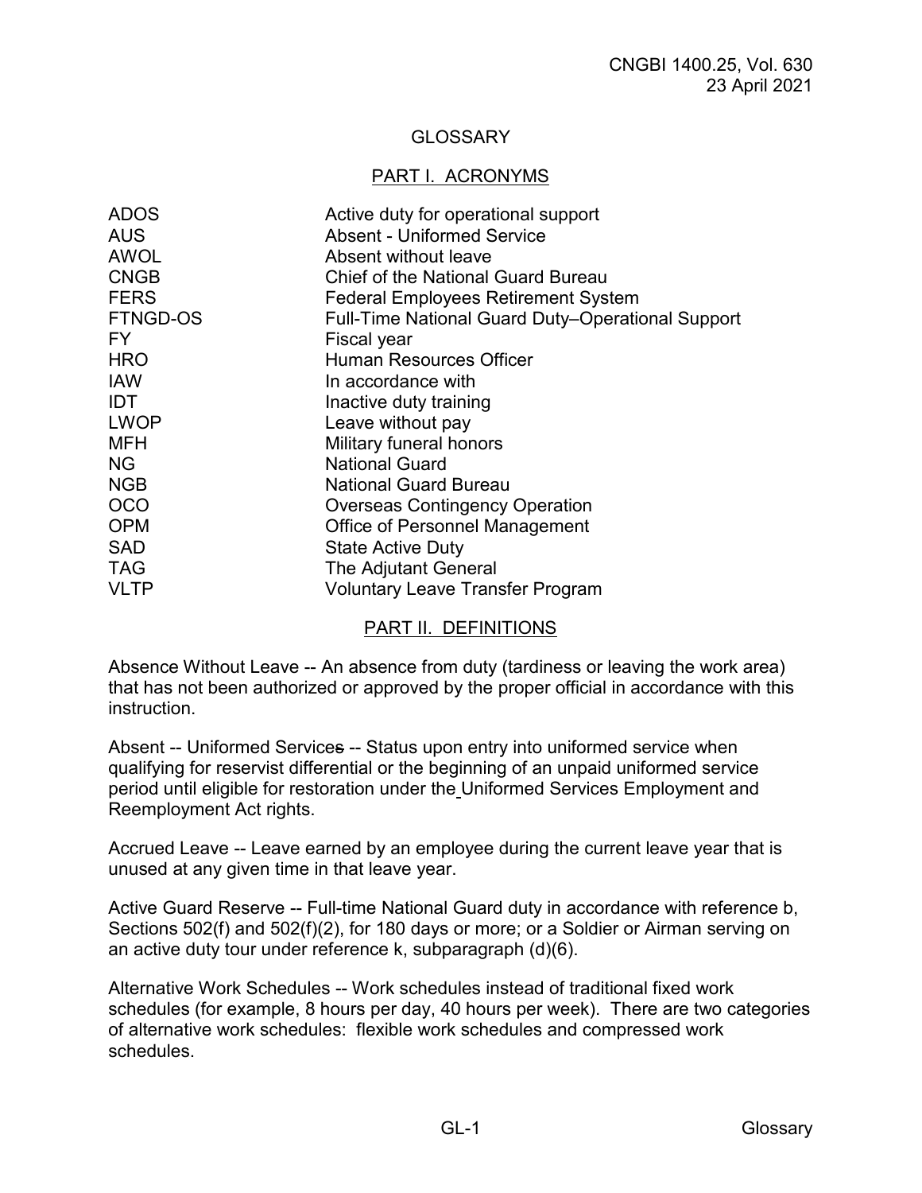# GLOSSARY

## PART I. ACRONYMS

| | |
|---|---|
| ADOS | Active duty for operational support |
| AUS | Absent - Uniformed Service |
| AWOL | Absent without leave |
| CNGB | Chief of the National Guard Bureau |
| FERS | Federal Employees Retirement System |
| FTNGD-OS | Full-Time National Guard Duty–Operational Support |
| FY | Fiscal year |
| HRO | Human Resources Officer |
| IAW | In accordance with |
| IDT | Inactive duty training |
| LWOP | Leave without pay |
| MFH | Military funeral honors |
| NG | National Guard |
| NGB | National Guard Bureau |
| OCO | Overseas Contingency Operation |
| OPM | Office of Personnel Management |
| SAD | State Active Duty |
| TAG | The Adjutant General |
| VLTP | Voluntary Leave Transfer Program |

## PART II. DEFINITIONS

Absence Without Leave -- An absence from duty (tardiness or leaving the work area) that has not been authorized or approved by the proper official in accordance with this instruction.

Absent -- Uniformed Services -- Status upon entry into uniformed service when qualifying for reservist differential or the beginning of an unpaid uniformed service period until eligible for restoration under the Uniformed Services Employment and Reemployment Act rights.

Accrued Leave -- Leave earned by an employee during the current leave year that is unused at any given time in that leave year.

Active Guard Reserve -- Full-time National Guard duty in accordance with reference b, Sections 502(f) and 502(f)(2), for 180 days or more; or a Soldier or Airman serving on an active duty tour under reference k, subparagraph (d)(6).

Alternative Work Schedules -- Work schedules instead of traditional fixed work schedules (for example, 8 hours per day, 40 hours per week). There are two categories of alternative work schedules: flexible work schedules and compressed work schedules.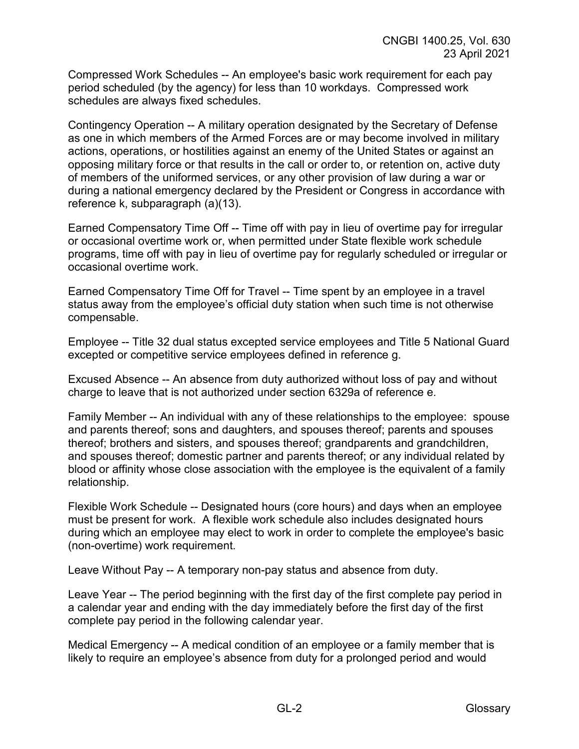Compressed Work Schedules -- An employee's basic work requirement for each pay period scheduled (by the agency) for less than 10 workdays. Compressed work schedules are always fixed schedules.

Contingency Operation -- A military operation designated by the Secretary of Defense as one in which members of the Armed Forces are or may become involved in military actions, operations, or hostilities against an enemy of the United States or against an opposing military force or that results in the call or order to, or retention on, active duty of members of the uniformed services, or any other provision of law during a war or during a national emergency declared by the President or Congress in accordance with reference k, subparagraph (a)(13).

Earned Compensatory Time Off -- Time off with pay in lieu of overtime pay for irregular or occasional overtime work or, when permitted under State flexible work schedule programs, time off with pay in lieu of overtime pay for regularly scheduled or irregular or occasional overtime work.

Earned Compensatory Time Off for Travel -- Time spent by an employee in a travel status away from the employee's official duty station when such time is not otherwise compensable.

Employee -- Title 32 dual status excepted service employees and Title 5 National Guard excepted or competitive service employees defined in reference g.

Excused Absence -- An absence from duty authorized without loss of pay and without charge to leave that is not authorized under section 6329a of reference e.

Family Member -- An individual with any of these relationships to the employee: spouse and parents thereof; sons and daughters, and spouses thereof; parents and spouses thereof; brothers and sisters, and spouses thereof; grandparents and grandchildren, and spouses thereof; domestic partner and parents thereof; or any individual related by blood or affinity whose close association with the employee is the equivalent of a family relationship.

Flexible Work Schedule -- Designated hours (core hours) and days when an employee must be present for work. A flexible work schedule also includes designated hours during which an employee may elect to work in order to complete the employee's basic (non-overtime) work requirement.

Leave Without Pay -- A temporary non-pay status and absence from duty.

Leave Year -- The period beginning with the first day of the first complete pay period in a calendar year and ending with the day immediately before the first day of the first complete pay period in the following calendar year.

Medical Emergency -- A medical condition of an employee or a family member that is likely to require an employee's absence from duty for a prolonged period and would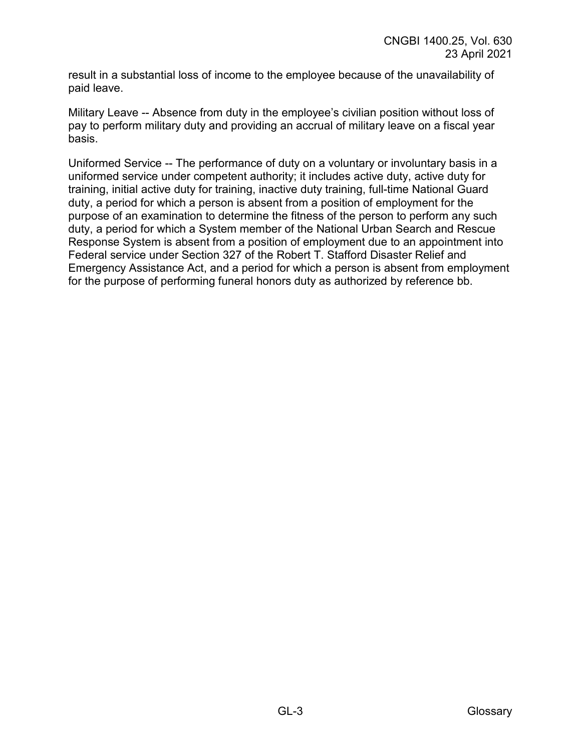result in a substantial loss of income to the employee because of the unavailability of paid leave.

Military Leave -- Absence from duty in the employee's civilian position without loss of pay to perform military duty and providing an accrual of military leave on a fiscal year basis.

Uniformed Service -- The performance of duty on a voluntary or involuntary basis in a uniformed service under competent authority; it includes active duty, active duty for training, initial active duty for training, inactive duty training, full-time National Guard duty, a period for which a person is absent from a position of employment for the purpose of an examination to determine the fitness of the person to perform any such duty, a period for which a System member of the National Urban Search and Rescue Response System is absent from a position of employment due to an appointment into Federal service under Section 327 of the Robert T. Stafford Disaster Relief and Emergency Assistance Act, and a period for which a person is absent from employment for the purpose of performing funeral honors duty as authorized by reference bb.